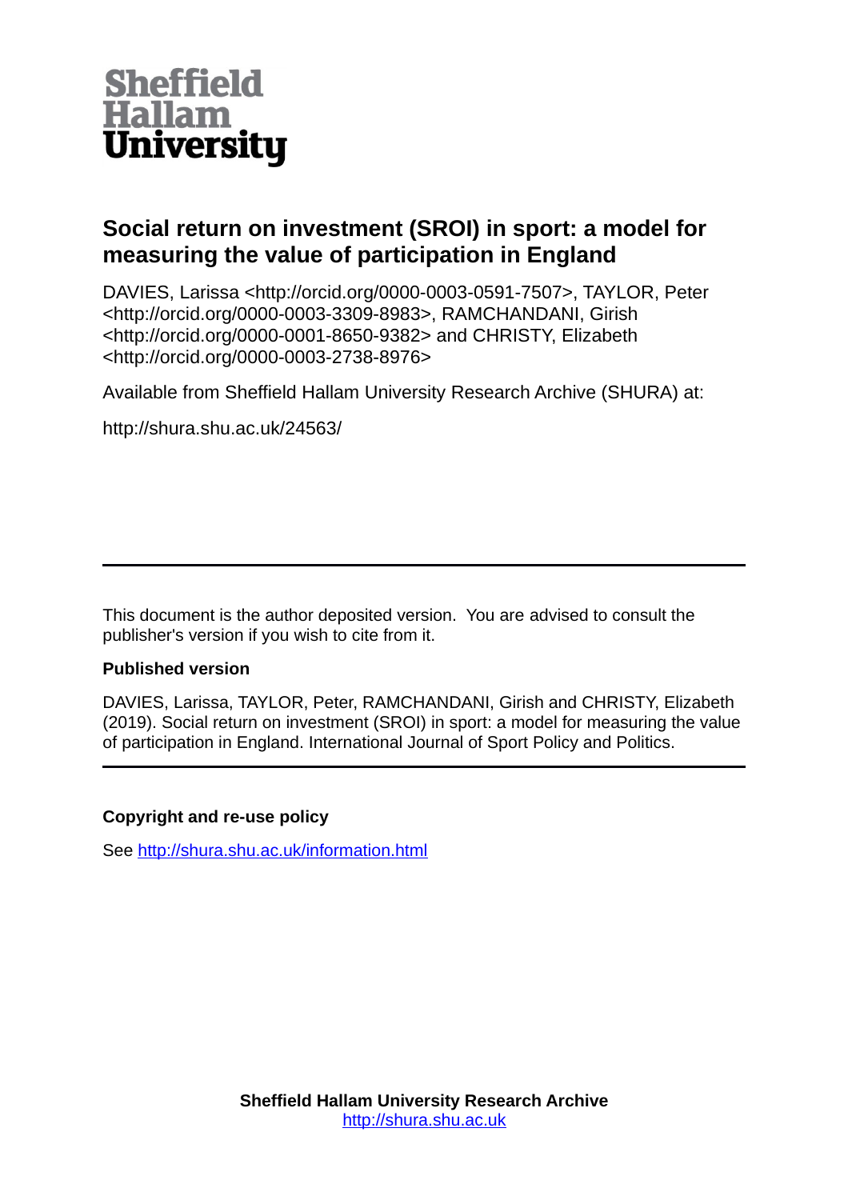Sheffield Hallam University

# Social return on investment (SROI) in sport: a model for measuring the value of participation in England

DAVIES, Larissa <http://orcid.org/0000-0003-0591-7507>, TAYLOR, Peter <http://orcid.org/0000-0003-3309-8983>, RAMCHANDANI, Girish <http://orcid.org/0000-0001-8650-9382> and CHRISTY, Elizabeth <http://orcid.org/0000-0003-2738-8976>

Available from Sheffield Hallam University Research Archive (SHURA) at:

http://shura.shu.ac.uk/24563/

---

This document is the author deposited version. You are advised to consult the publisher's version if you wish to cite from it.

**Published version**

DAVIES, Larissa, TAYLOR, Peter, RAMCHANDANI, Girish and CHRISTY, Elizabeth (2019). Social return on investment (SROI) in sport: a model for measuring the value of participation in England. International Journal of Sport Policy and Politics.

---

**Copyright and re-use policy**

See http://shura.shu.ac.uk/information.html

**Sheffield Hallam University Research Archive**
http://shura.shu.ac.uk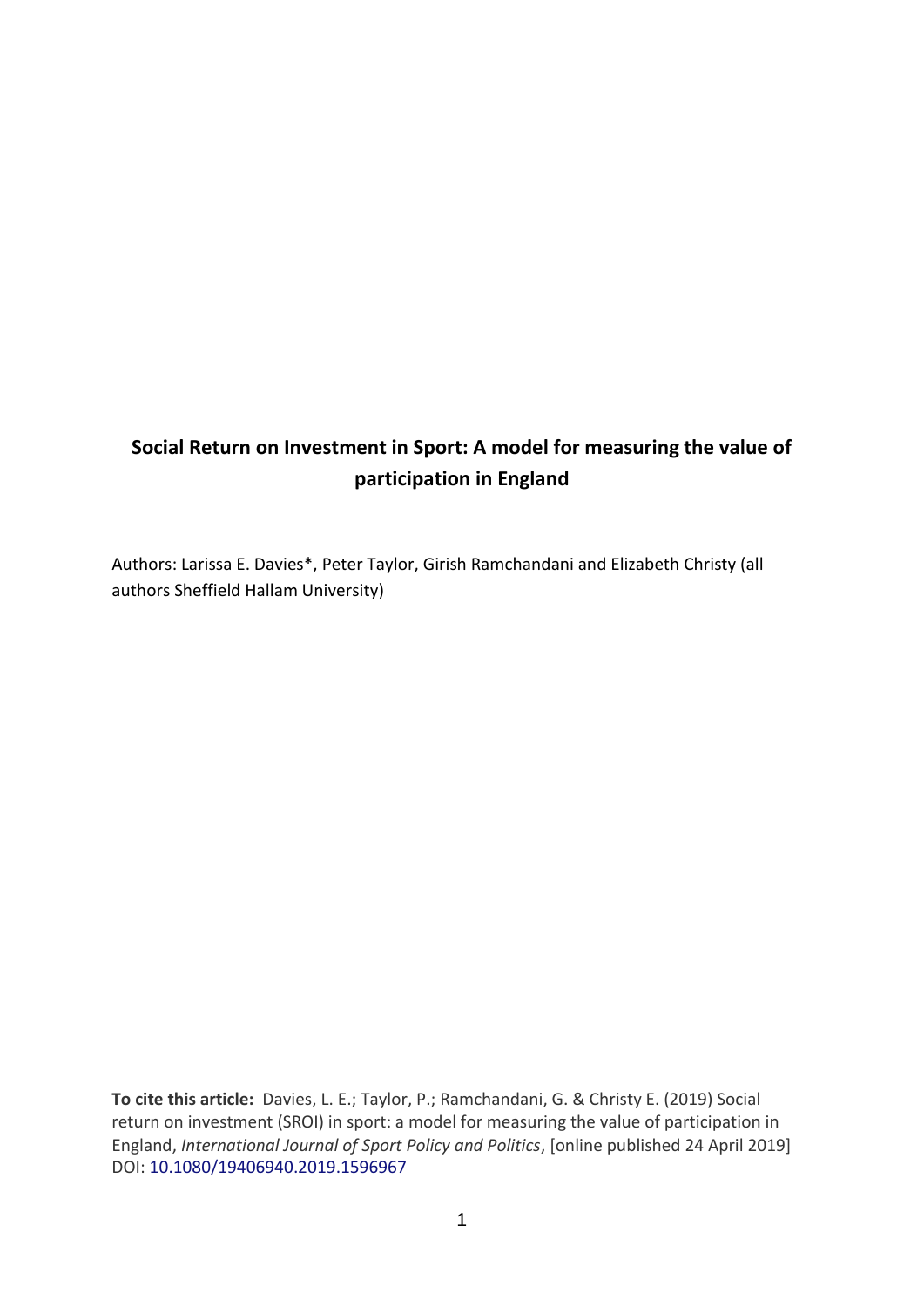# Social Return on Investment in Sport: A model for measuring the value of participation in England

Authors: Larissa E. Davies*, Peter Taylor, Girish Ramchandani and Elizabeth Christy (all authors Sheffield Hallam University)

**To cite this article:** Davies, L. E.; Taylor, P.; Ramchandani, G. & Christy E. (2019) Social return on investment (SROI) in sport: a model for measuring the value of participation in England, *International Journal of Sport Policy and Politics*, [online published 24 April 2019] DOI: 10.1080/19406940.2019.1596967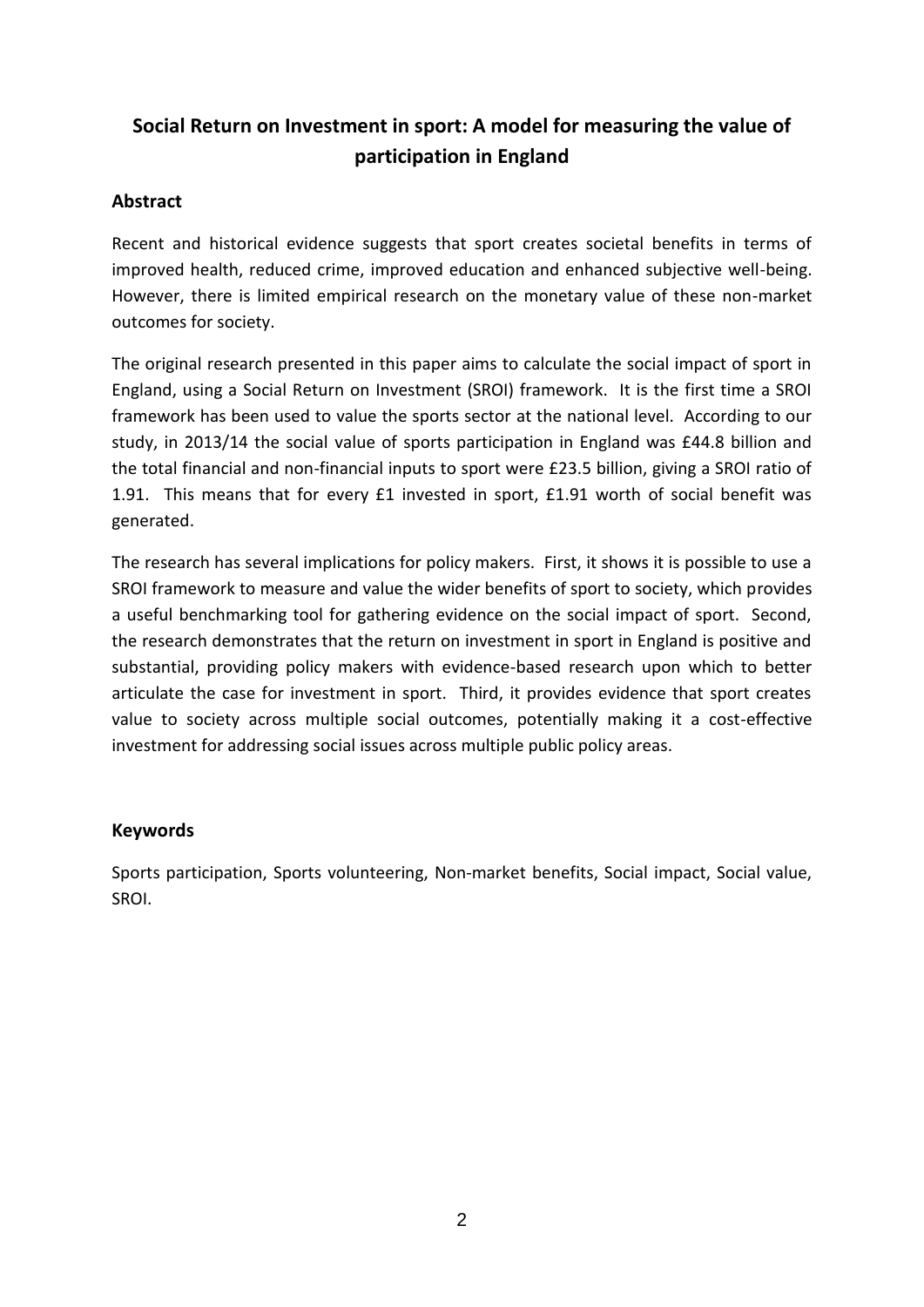# Social Return on Investment in sport: A model for measuring the value of participation in England

## Abstract

Recent and historical evidence suggests that sport creates societal benefits in terms of improved health, reduced crime, improved education and enhanced subjective well-being. However, there is limited empirical research on the monetary value of these non-market outcomes for society.

The original research presented in this paper aims to calculate the social impact of sport in England, using a Social Return on Investment (SROI) framework. It is the first time a SROI framework has been used to value the sports sector at the national level. According to our study, in 2013/14 the social value of sports participation in England was £44.8 billion and the total financial and non-financial inputs to sport were £23.5 billion, giving a SROI ratio of 1.91. This means that for every £1 invested in sport, £1.91 worth of social benefit was generated.

The research has several implications for policy makers. First, it shows it is possible to use a SROI framework to measure and value the wider benefits of sport to society, which provides a useful benchmarking tool for gathering evidence on the social impact of sport. Second, the research demonstrates that the return on investment in sport in England is positive and substantial, providing policy makers with evidence-based research upon which to better articulate the case for investment in sport. Third, it provides evidence that sport creates value to society across multiple social outcomes, potentially making it a cost-effective investment for addressing social issues across multiple public policy areas.

## Keywords

Sports participation, Sports volunteering, Non-market benefits, Social impact, Social value, SROI.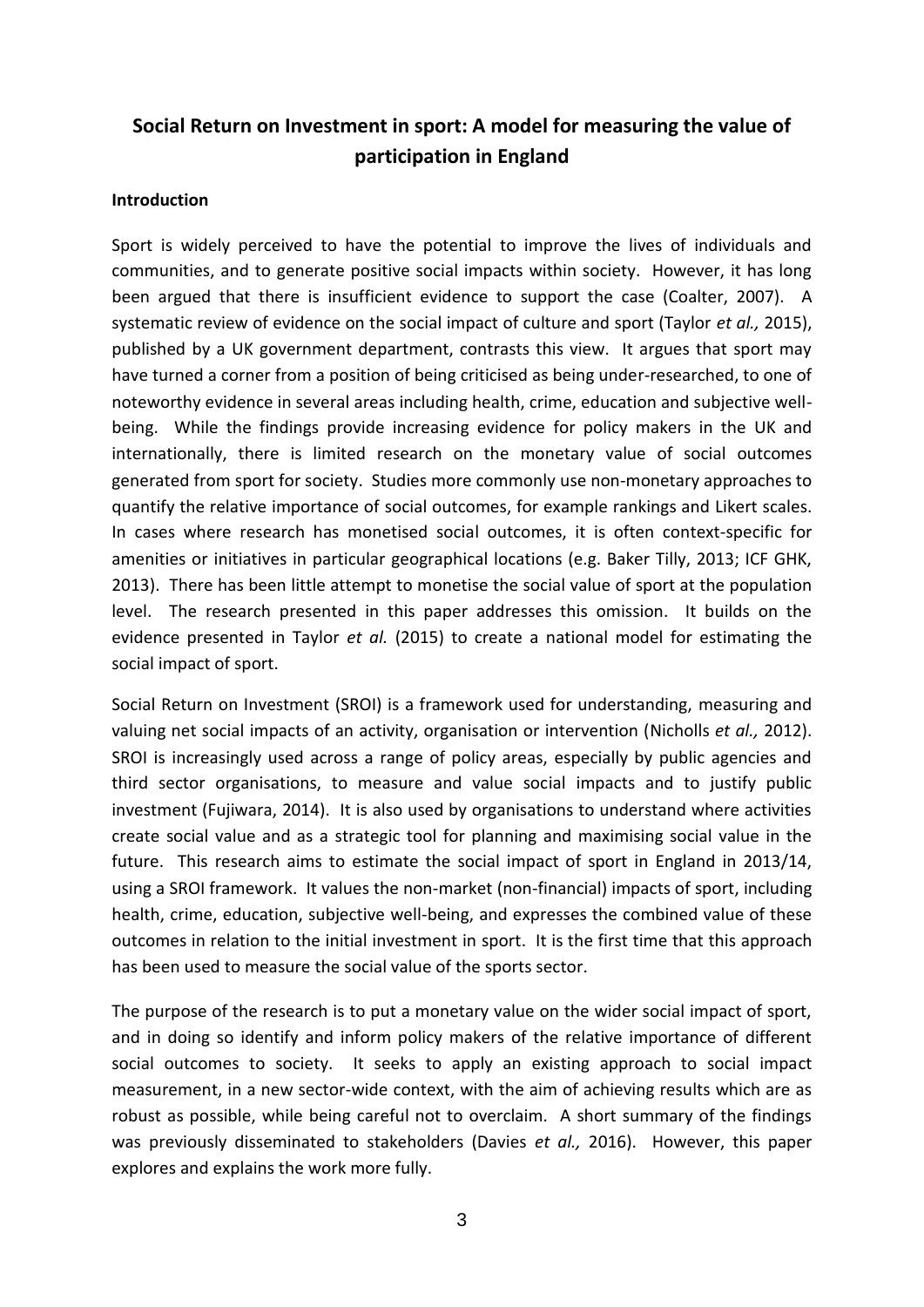# Social Return on Investment in sport: A model for measuring the value of participation in England

## Introduction

Sport is widely perceived to have the potential to improve the lives of individuals and communities, and to generate positive social impacts within society. However, it has long been argued that there is insufficient evidence to support the case (Coalter, 2007). A systematic review of evidence on the social impact of culture and sport (Taylor *et al.,* 2015), published by a UK government department, contrasts this view. It argues that sport may have turned a corner from a position of being criticised as being under-researched, to one of noteworthy evidence in several areas including health, crime, education and subjective well-being. While the findings provide increasing evidence for policy makers in the UK and internationally, there is limited research on the monetary value of social outcomes generated from sport for society. Studies more commonly use non-monetary approaches to quantify the relative importance of social outcomes, for example rankings and Likert scales. In cases where research has monetised social outcomes, it is often context-specific for amenities or initiatives in particular geographical locations (e.g. Baker Tilly, 2013; ICF GHK, 2013). There has been little attempt to monetise the social value of sport at the population level. The research presented in this paper addresses this omission. It builds on the evidence presented in Taylor *et al.* (2015) to create a national model for estimating the social impact of sport.

Social Return on Investment (SROI) is a framework used for understanding, measuring and valuing net social impacts of an activity, organisation or intervention (Nicholls *et al.,* 2012). SROI is increasingly used across a range of policy areas, especially by public agencies and third sector organisations, to measure and value social impacts and to justify public investment (Fujiwara, 2014). It is also used by organisations to understand where activities create social value and as a strategic tool for planning and maximising social value in the future. This research aims to estimate the social impact of sport in England in 2013/14, using a SROI framework. It values the non-market (non-financial) impacts of sport, including health, crime, education, subjective well-being, and expresses the combined value of these outcomes in relation to the initial investment in sport. It is the first time that this approach has been used to measure the social value of the sports sector.

The purpose of the research is to put a monetary value on the wider social impact of sport, and in doing so identify and inform policy makers of the relative importance of different social outcomes to society. It seeks to apply an existing approach to social impact measurement, in a new sector-wide context, with the aim of achieving results which are as robust as possible, while being careful not to overclaim. A short summary of the findings was previously disseminated to stakeholders (Davies *et al.,* 2016). However, this paper explores and explains the work more fully.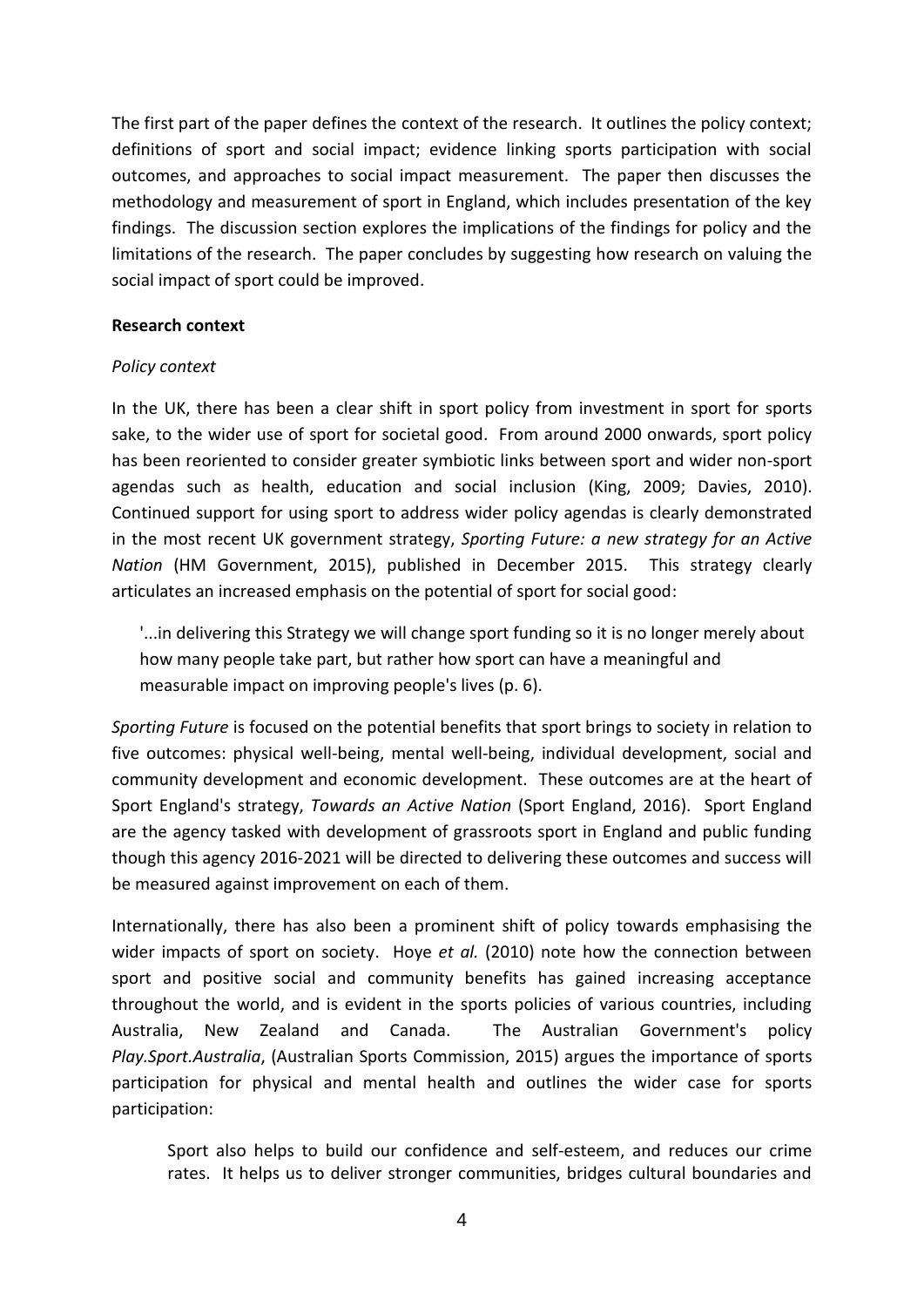The first part of the paper defines the context of the research. It outlines the policy context; definitions of sport and social impact; evidence linking sports participation with social outcomes, and approaches to social impact measurement. The paper then discusses the methodology and measurement of sport in England, which includes presentation of the key findings. The discussion section explores the implications of the findings for policy and the limitations of the research. The paper concludes by suggesting how research on valuing the social impact of sport could be improved.

**Research context**

*Policy context*

In the UK, there has been a clear shift in sport policy from investment in sport for sports sake, to the wider use of sport for societal good. From around 2000 onwards, sport policy has been reoriented to consider greater symbiotic links between sport and wider non-sport agendas such as health, education and social inclusion (King, 2009; Davies, 2010). Continued support for using sport to address wider policy agendas is clearly demonstrated in the most recent UK government strategy, *Sporting Future: a new strategy for an Active Nation* (HM Government, 2015), published in December 2015. This strategy clearly articulates an increased emphasis on the potential of sport for social good:

> '...in delivering this Strategy we will change sport funding so it is no longer merely about how many people take part, but rather how sport can have a meaningful and measurable impact on improving people's lives (p. 6).

*Sporting Future* is focused on the potential benefits that sport brings to society in relation to five outcomes: physical well-being, mental well-being, individual development, social and community development and economic development. These outcomes are at the heart of Sport England's strategy, *Towards an Active Nation* (Sport England, 2016). Sport England are the agency tasked with development of grassroots sport in England and public funding though this agency 2016-2021 will be directed to delivering these outcomes and success will be measured against improvement on each of them.

Internationally, there has also been a prominent shift of policy towards emphasising the wider impacts of sport on society. Hoye *et al.* (2010) note how the connection between sport and positive social and community benefits has gained increasing acceptance throughout the world, and is evident in the sports policies of various countries, including Australia, New Zealand and Canada. The Australian Government's policy *Play.Sport.Australia*, (Australian Sports Commission, 2015) argues the importance of sports participation for physical and mental health and outlines the wider case for sports participation:

> Sport also helps to build our confidence and self-esteem, and reduces our crime rates. It helps us to deliver stronger communities, bridges cultural boundaries and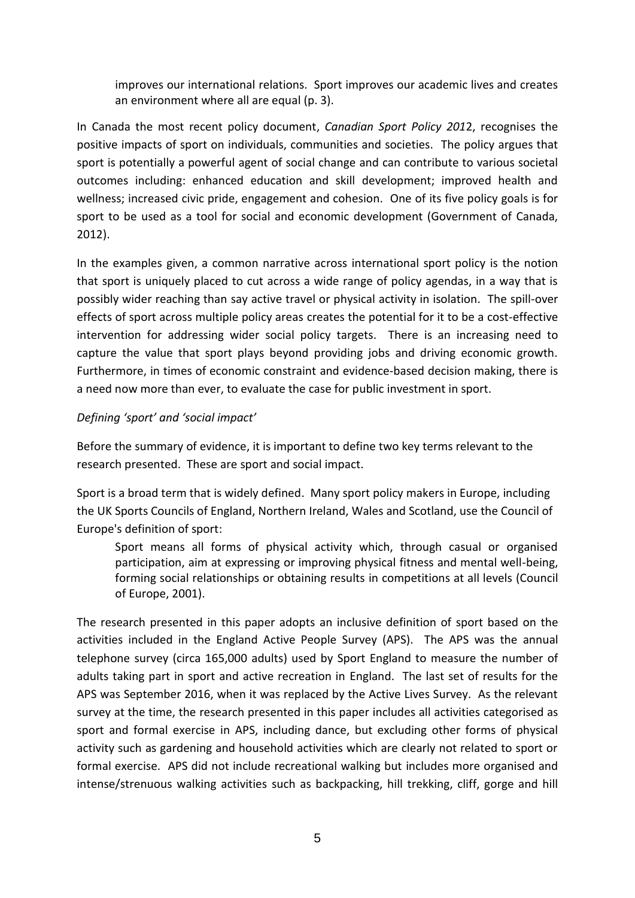improves our international relations. Sport improves our academic lives and creates an environment where all are equal (p. 3).

In Canada the most recent policy document, *Canadian Sport Policy 201*2, recognises the positive impacts of sport on individuals, communities and societies. The policy argues that sport is potentially a powerful agent of social change and can contribute to various societal outcomes including: enhanced education and skill development; improved health and wellness; increased civic pride, engagement and cohesion. One of its five policy goals is for sport to be used as a tool for social and economic development (Government of Canada, 2012).

In the examples given, a common narrative across international sport policy is the notion that sport is uniquely placed to cut across a wide range of policy agendas, in a way that is possibly wider reaching than say active travel or physical activity in isolation. The spill-over effects of sport across multiple policy areas creates the potential for it to be a cost-effective intervention for addressing wider social policy targets. There is an increasing need to capture the value that sport plays beyond providing jobs and driving economic growth. Furthermore, in times of economic constraint and evidence-based decision making, there is a need now more than ever, to evaluate the case for public investment in sport.

*Defining 'sport' and 'social impact'*

Before the summary of evidence, it is important to define two key terms relevant to the research presented. These are sport and social impact.

Sport is a broad term that is widely defined. Many sport policy makers in Europe, including the UK Sports Councils of England, Northern Ireland, Wales and Scotland, use the Council of Europe's definition of sport:

> Sport means all forms of physical activity which, through casual or organised participation, aim at expressing or improving physical fitness and mental well-being, forming social relationships or obtaining results in competitions at all levels (Council of Europe, 2001).

The research presented in this paper adopts an inclusive definition of sport based on the activities included in the England Active People Survey (APS). The APS was the annual telephone survey (circa 165,000 adults) used by Sport England to measure the number of adults taking part in sport and active recreation in England. The last set of results for the APS was September 2016, when it was replaced by the Active Lives Survey. As the relevant survey at the time, the research presented in this paper includes all activities categorised as sport and formal exercise in APS, including dance, but excluding other forms of physical activity such as gardening and household activities which are clearly not related to sport or formal exercise. APS did not include recreational walking but includes more organised and intense/strenuous walking activities such as backpacking, hill trekking, cliff, gorge and hill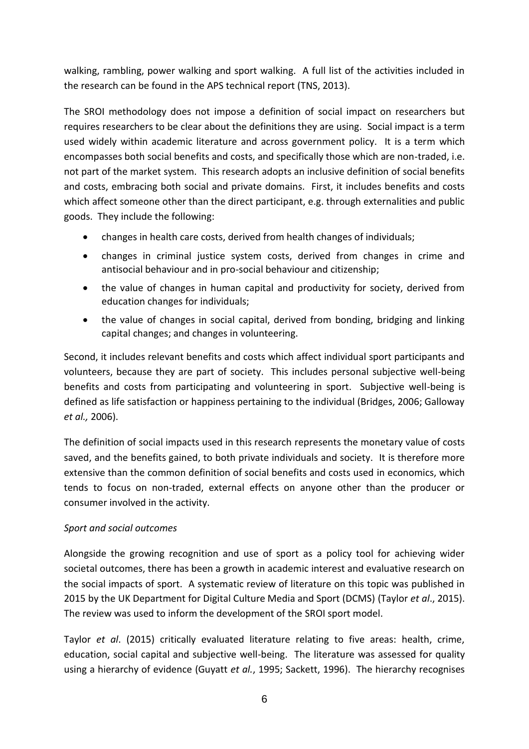walking, rambling, power walking and sport walking. A full list of the activities included in the research can be found in the APS technical report (TNS, 2013).

The SROI methodology does not impose a definition of social impact on researchers but requires researchers to be clear about the definitions they are using. Social impact is a term used widely within academic literature and across government policy. It is a term which encompasses both social benefits and costs, and specifically those which are non-traded, i.e. not part of the market system. This research adopts an inclusive definition of social benefits and costs, embracing both social and private domains. First, it includes benefits and costs which affect someone other than the direct participant, e.g. through externalities and public goods. They include the following:

- changes in health care costs, derived from health changes of individuals;
- changes in criminal justice system costs, derived from changes in crime and antisocial behaviour and in pro-social behaviour and citizenship;
- the value of changes in human capital and productivity for society, derived from education changes for individuals;
- the value of changes in social capital, derived from bonding, bridging and linking capital changes; and changes in volunteering.

Second, it includes relevant benefits and costs which affect individual sport participants and volunteers, because they are part of society. This includes personal subjective well-being benefits and costs from participating and volunteering in sport. Subjective well-being is defined as life satisfaction or happiness pertaining to the individual (Bridges, 2006; Galloway *et al.,* 2006).

The definition of social impacts used in this research represents the monetary value of costs saved, and the benefits gained, to both private individuals and society. It is therefore more extensive than the common definition of social benefits and costs used in economics, which tends to focus on non-traded, external effects on anyone other than the producer or consumer involved in the activity.

*Sport and social outcomes*

Alongside the growing recognition and use of sport as a policy tool for achieving wider societal outcomes, there has been a growth in academic interest and evaluative research on the social impacts of sport. A systematic review of literature on this topic was published in 2015 by the UK Department for Digital Culture Media and Sport (DCMS) (Taylor *et al*., 2015). The review was used to inform the development of the SROI sport model.

Taylor *et al*. (2015) critically evaluated literature relating to five areas: health, crime, education, social capital and subjective well-being. The literature was assessed for quality using a hierarchy of evidence (Guyatt *et al.*, 1995; Sackett, 1996). The hierarchy recognises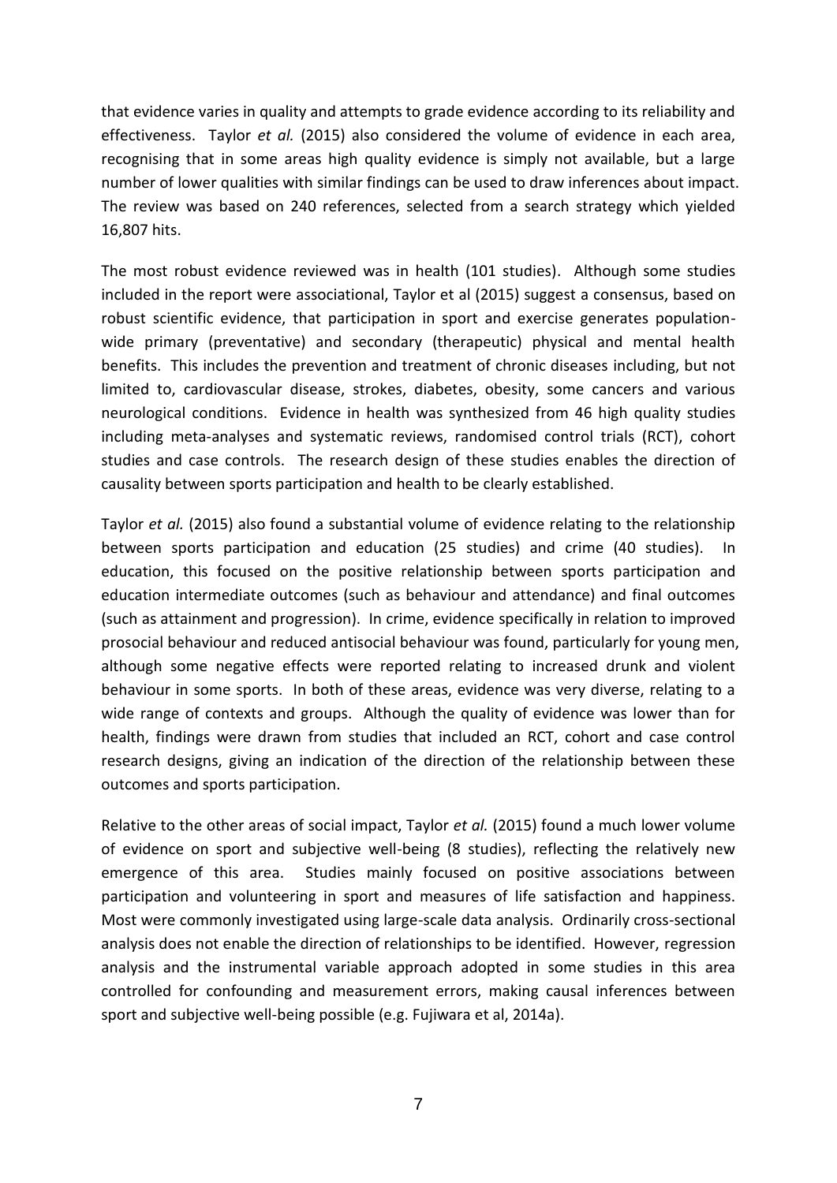that evidence varies in quality and attempts to grade evidence according to its reliability and effectiveness. Taylor *et al.* (2015) also considered the volume of evidence in each area, recognising that in some areas high quality evidence is simply not available, but a large number of lower qualities with similar findings can be used to draw inferences about impact. The review was based on 240 references, selected from a search strategy which yielded 16,807 hits.

The most robust evidence reviewed was in health (101 studies). Although some studies included in the report were associational, Taylor et al (2015) suggest a consensus, based on robust scientific evidence, that participation in sport and exercise generates population-wide primary (preventative) and secondary (therapeutic) physical and mental health benefits. This includes the prevention and treatment of chronic diseases including, but not limited to, cardiovascular disease, strokes, diabetes, obesity, some cancers and various neurological conditions. Evidence in health was synthesized from 46 high quality studies including meta-analyses and systematic reviews, randomised control trials (RCT), cohort studies and case controls. The research design of these studies enables the direction of causality between sports participation and health to be clearly established.

Taylor *et al.* (2015) also found a substantial volume of evidence relating to the relationship between sports participation and education (25 studies) and crime (40 studies). In education, this focused on the positive relationship between sports participation and education intermediate outcomes (such as behaviour and attendance) and final outcomes (such as attainment and progression). In crime, evidence specifically in relation to improved prosocial behaviour and reduced antisocial behaviour was found, particularly for young men, although some negative effects were reported relating to increased drunk and violent behaviour in some sports. In both of these areas, evidence was very diverse, relating to a wide range of contexts and groups. Although the quality of evidence was lower than for health, findings were drawn from studies that included an RCT, cohort and case control research designs, giving an indication of the direction of the relationship between these outcomes and sports participation.

Relative to the other areas of social impact, Taylor *et al.* (2015) found a much lower volume of evidence on sport and subjective well-being (8 studies), reflecting the relatively new emergence of this area. Studies mainly focused on positive associations between participation and volunteering in sport and measures of life satisfaction and happiness. Most were commonly investigated using large-scale data analysis. Ordinarily cross-sectional analysis does not enable the direction of relationships to be identified. However, regression analysis and the instrumental variable approach adopted in some studies in this area controlled for confounding and measurement errors, making causal inferences between sport and subjective well-being possible (e.g. Fujiwara et al, 2014a).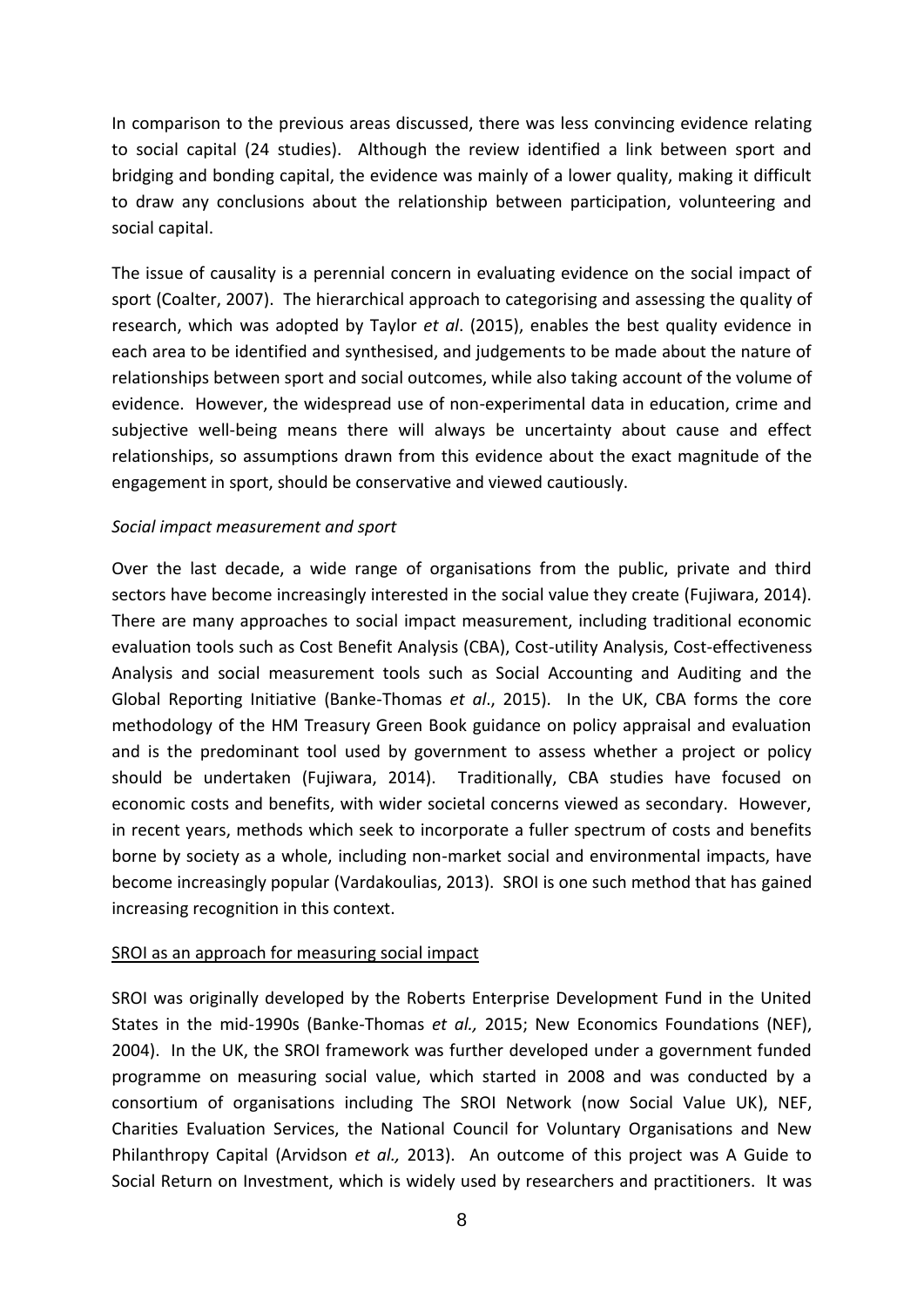In comparison to the previous areas discussed, there was less convincing evidence relating to social capital (24 studies). Although the review identified a link between sport and bridging and bonding capital, the evidence was mainly of a lower quality, making it difficult to draw any conclusions about the relationship between participation, volunteering and social capital.

The issue of causality is a perennial concern in evaluating evidence on the social impact of sport (Coalter, 2007). The hierarchical approach to categorising and assessing the quality of research, which was adopted by Taylor *et al*. (2015), enables the best quality evidence in each area to be identified and synthesised, and judgements to be made about the nature of relationships between sport and social outcomes, while also taking account of the volume of evidence. However, the widespread use of non-experimental data in education, crime and subjective well-being means there will always be uncertainty about cause and effect relationships, so assumptions drawn from this evidence about the exact magnitude of the engagement in sport, should be conservative and viewed cautiously.

*Social impact measurement and sport*

Over the last decade, a wide range of organisations from the public, private and third sectors have become increasingly interested in the social value they create (Fujiwara, 2014). There are many approaches to social impact measurement, including traditional economic evaluation tools such as Cost Benefit Analysis (CBA), Cost-utility Analysis, Cost-effectiveness Analysis and social measurement tools such as Social Accounting and Auditing and the Global Reporting Initiative (Banke-Thomas *et al*., 2015). In the UK, CBA forms the core methodology of the HM Treasury Green Book guidance on policy appraisal and evaluation and is the predominant tool used by government to assess whether a project or policy should be undertaken (Fujiwara, 2014). Traditionally, CBA studies have focused on economic costs and benefits, with wider societal concerns viewed as secondary. However, in recent years, methods which seek to incorporate a fuller spectrum of costs and benefits borne by society as a whole, including non-market social and environmental impacts, have become increasingly popular (Vardakoulias, 2013). SROI is one such method that has gained increasing recognition in this context.

<u>SROI as an approach for measuring social impact</u>

SROI was originally developed by the Roberts Enterprise Development Fund in the United States in the mid-1990s (Banke-Thomas *et al.,* 2015; New Economics Foundations (NEF), 2004). In the UK, the SROI framework was further developed under a government funded programme on measuring social value, which started in 2008 and was conducted by a consortium of organisations including The SROI Network (now Social Value UK), NEF, Charities Evaluation Services, the National Council for Voluntary Organisations and New Philanthropy Capital (Arvidson *et al.,* 2013). An outcome of this project was A Guide to Social Return on Investment, which is widely used by researchers and practitioners. It was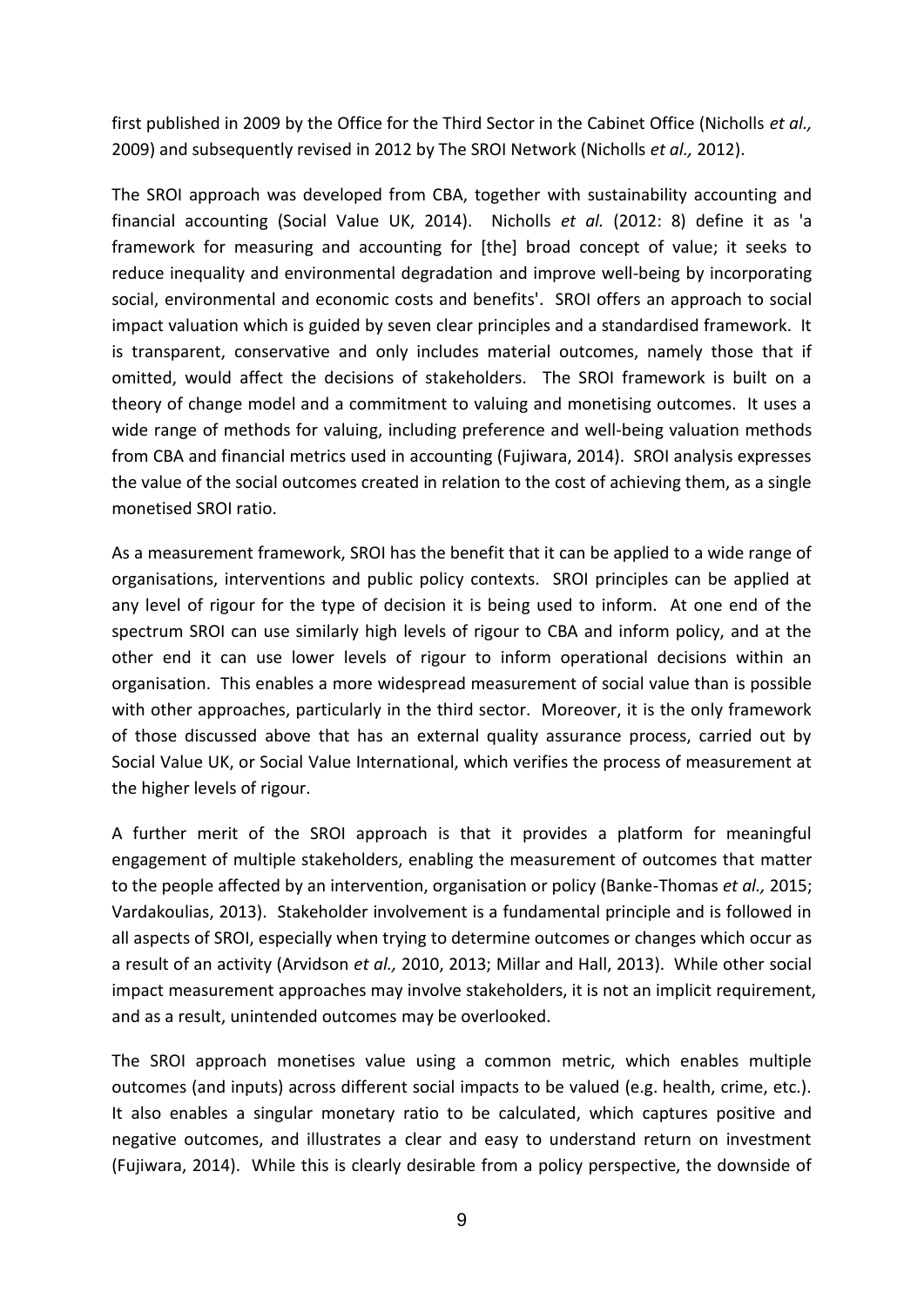first published in 2009 by the Office for the Third Sector in the Cabinet Office (Nicholls *et al.,* 2009) and subsequently revised in 2012 by The SROI Network (Nicholls *et al.,* 2012).

The SROI approach was developed from CBA, together with sustainability accounting and financial accounting (Social Value UK, 2014). Nicholls *et al.* (2012: 8) define it as 'a framework for measuring and accounting for [the] broad concept of value; it seeks to reduce inequality and environmental degradation and improve well-being by incorporating social, environmental and economic costs and benefits'. SROI offers an approach to social impact valuation which is guided by seven clear principles and a standardised framework. It is transparent, conservative and only includes material outcomes, namely those that if omitted, would affect the decisions of stakeholders. The SROI framework is built on a theory of change model and a commitment to valuing and monetising outcomes. It uses a wide range of methods for valuing, including preference and well-being valuation methods from CBA and financial metrics used in accounting (Fujiwara, 2014). SROI analysis expresses the value of the social outcomes created in relation to the cost of achieving them, as a single monetised SROI ratio.

As a measurement framework, SROI has the benefit that it can be applied to a wide range of organisations, interventions and public policy contexts. SROI principles can be applied at any level of rigour for the type of decision it is being used to inform. At one end of the spectrum SROI can use similarly high levels of rigour to CBA and inform policy, and at the other end it can use lower levels of rigour to inform operational decisions within an organisation. This enables a more widespread measurement of social value than is possible with other approaches, particularly in the third sector. Moreover, it is the only framework of those discussed above that has an external quality assurance process, carried out by Social Value UK, or Social Value International, which verifies the process of measurement at the higher levels of rigour.

A further merit of the SROI approach is that it provides a platform for meaningful engagement of multiple stakeholders, enabling the measurement of outcomes that matter to the people affected by an intervention, organisation or policy (Banke-Thomas *et al.,* 2015; Vardakoulias, 2013). Stakeholder involvement is a fundamental principle and is followed in all aspects of SROI, especially when trying to determine outcomes or changes which occur as a result of an activity (Arvidson *et al.,* 2010, 2013; Millar and Hall, 2013). While other social impact measurement approaches may involve stakeholders, it is not an implicit requirement, and as a result, unintended outcomes may be overlooked.

The SROI approach monetises value using a common metric, which enables multiple outcomes (and inputs) across different social impacts to be valued (e.g. health, crime, etc.). It also enables a singular monetary ratio to be calculated, which captures positive and negative outcomes, and illustrates a clear and easy to understand return on investment (Fujiwara, 2014). While this is clearly desirable from a policy perspective, the downside of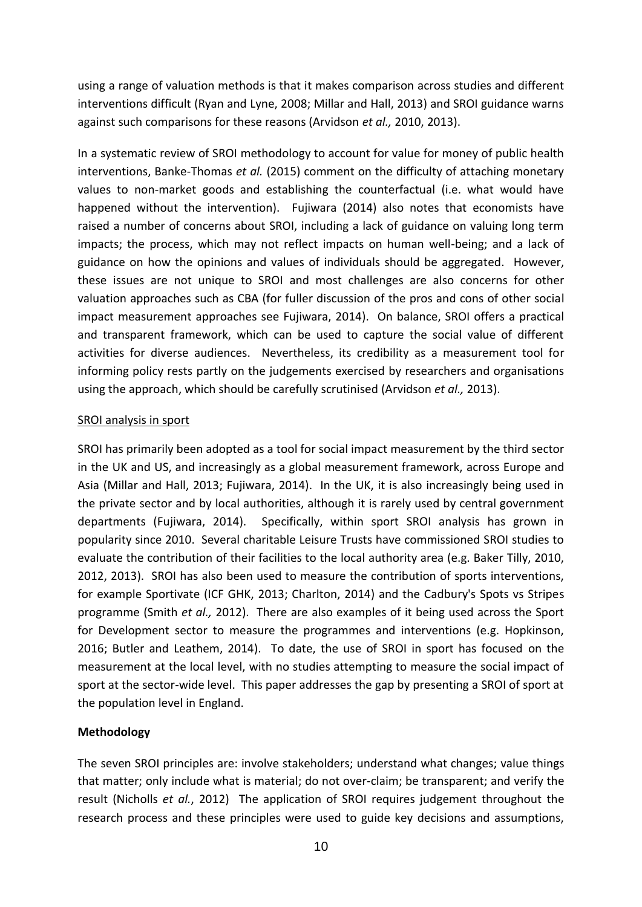using a range of valuation methods is that it makes comparison across studies and different interventions difficult (Ryan and Lyne, 2008; Millar and Hall, 2013) and SROI guidance warns against such comparisons for these reasons (Arvidson *et al.,* 2010, 2013).

In a systematic review of SROI methodology to account for value for money of public health interventions, Banke-Thomas *et al.* (2015) comment on the difficulty of attaching monetary values to non-market goods and establishing the counterfactual (i.e. what would have happened without the intervention). Fujiwara (2014) also notes that economists have raised a number of concerns about SROI, including a lack of guidance on valuing long term impacts; the process, which may not reflect impacts on human well-being; and a lack of guidance on how the opinions and values of individuals should be aggregated. However, these issues are not unique to SROI and most challenges are also concerns for other valuation approaches such as CBA (for fuller discussion of the pros and cons of other social impact measurement approaches see Fujiwara, 2014). On balance, SROI offers a practical and transparent framework, which can be used to capture the social value of different activities for diverse audiences. Nevertheless, its credibility as a measurement tool for informing policy rests partly on the judgements exercised by researchers and organisations using the approach, which should be carefully scrutinised (Arvidson *et al.,* 2013).

SROI analysis in sport

SROI has primarily been adopted as a tool for social impact measurement by the third sector in the UK and US, and increasingly as a global measurement framework, across Europe and Asia (Millar and Hall, 2013; Fujiwara, 2014). In the UK, it is also increasingly being used in the private sector and by local authorities, although it is rarely used by central government departments (Fujiwara, 2014). Specifically, within sport SROI analysis has grown in popularity since 2010. Several charitable Leisure Trusts have commissioned SROI studies to evaluate the contribution of their facilities to the local authority area (e.g. Baker Tilly, 2010, 2012, 2013). SROI has also been used to measure the contribution of sports interventions, for example Sportivate (ICF GHK, 2013; Charlton, 2014) and the Cadbury's Spots vs Stripes programme (Smith *et al.,* 2012). There are also examples of it being used across the Sport for Development sector to measure the programmes and interventions (e.g. Hopkinson, 2016; Butler and Leathem, 2014). To date, the use of SROI in sport has focused on the measurement at the local level, with no studies attempting to measure the social impact of sport at the sector-wide level. This paper addresses the gap by presenting a SROI of sport at the population level in England.

**Methodology**

The seven SROI principles are: involve stakeholders; understand what changes; value things that matter; only include what is material; do not over-claim; be transparent; and verify the result (Nicholls *et al.*, 2012) The application of SROI requires judgement throughout the research process and these principles were used to guide key decisions and assumptions,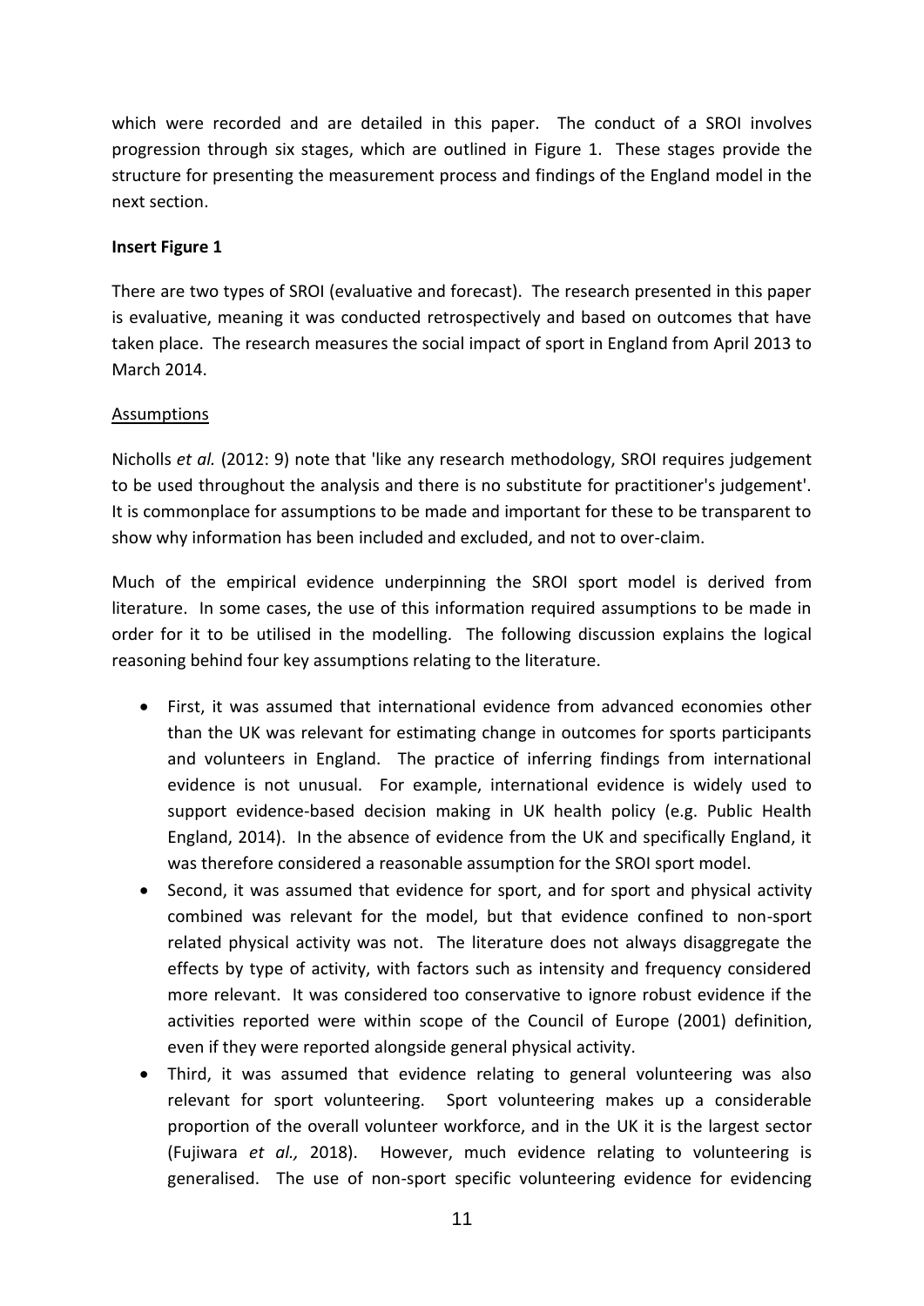which were recorded and are detailed in this paper. The conduct of a SROI involves progression through six stages, which are outlined in Figure 1. These stages provide the structure for presenting the measurement process and findings of the England model in the next section.

**Insert Figure 1**

There are two types of SROI (evaluative and forecast). The research presented in this paper is evaluative, meaning it was conducted retrospectively and based on outcomes that have taken place. The research measures the social impact of sport in England from April 2013 to March 2014.

Assumptions

Nicholls *et al.* (2012: 9) note that 'like any research methodology, SROI requires judgement to be used throughout the analysis and there is no substitute for practitioner's judgement'. It is commonplace for assumptions to be made and important for these to be transparent to show why information has been included and excluded, and not to over-claim.

Much of the empirical evidence underpinning the SROI sport model is derived from literature. In some cases, the use of this information required assumptions to be made in order for it to be utilised in the modelling. The following discussion explains the logical reasoning behind four key assumptions relating to the literature.

- First, it was assumed that international evidence from advanced economies other than the UK was relevant for estimating change in outcomes for sports participants and volunteers in England. The practice of inferring findings from international evidence is not unusual. For example, international evidence is widely used to support evidence-based decision making in UK health policy (e.g. Public Health England, 2014). In the absence of evidence from the UK and specifically England, it was therefore considered a reasonable assumption for the SROI sport model.
- Second, it was assumed that evidence for sport, and for sport and physical activity combined was relevant for the model, but that evidence confined to non-sport related physical activity was not. The literature does not always disaggregate the effects by type of activity, with factors such as intensity and frequency considered more relevant. It was considered too conservative to ignore robust evidence if the activities reported were within scope of the Council of Europe (2001) definition, even if they were reported alongside general physical activity.
- Third, it was assumed that evidence relating to general volunteering was also relevant for sport volunteering. Sport volunteering makes up a considerable proportion of the overall volunteer workforce, and in the UK it is the largest sector (Fujiwara *et al.,* 2018). However, much evidence relating to volunteering is generalised. The use of non-sport specific volunteering evidence for evidencing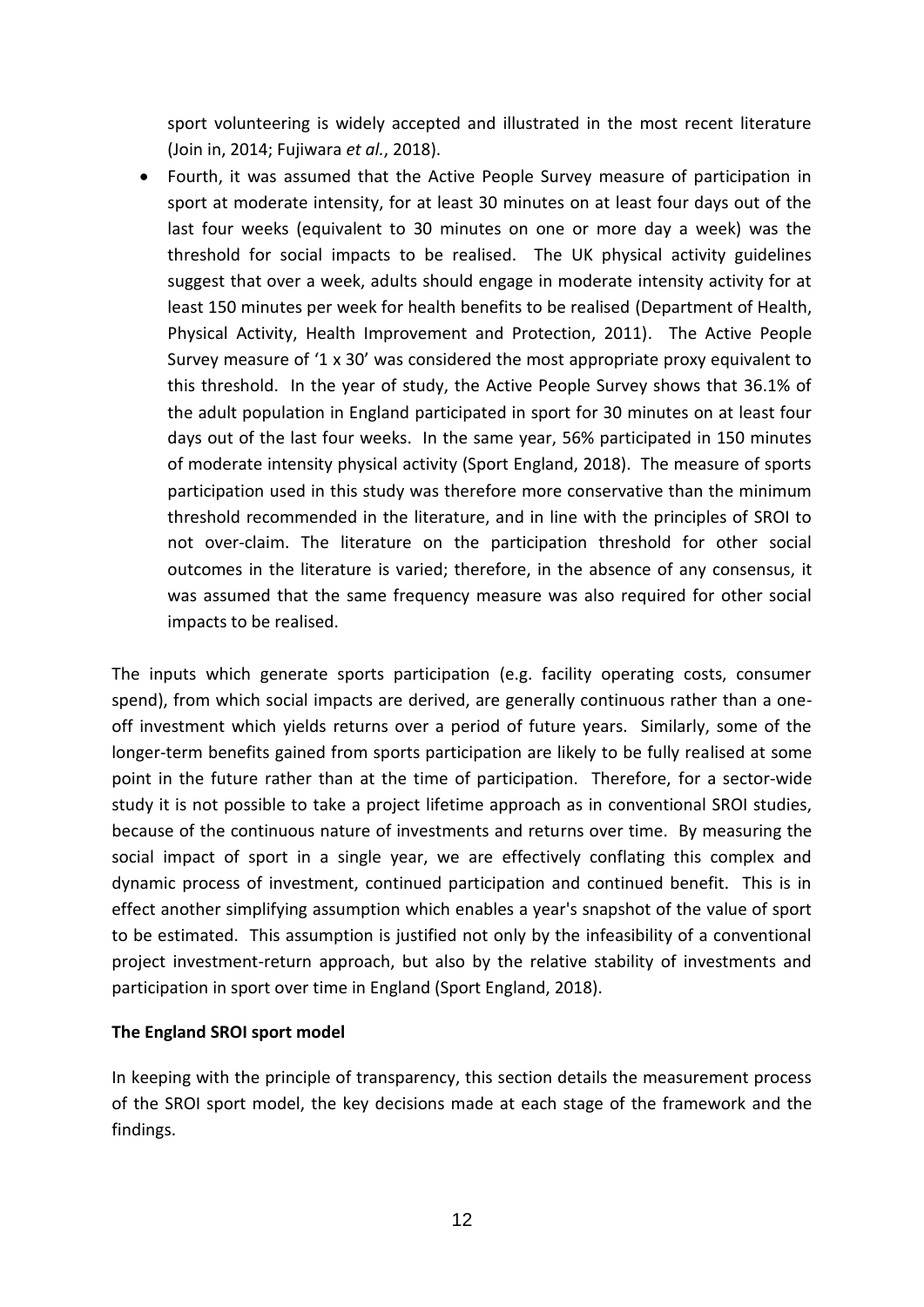sport volunteering is widely accepted and illustrated in the most recent literature (Join in, 2014; Fujiwara *et al.*, 2018).

- Fourth, it was assumed that the Active People Survey measure of participation in sport at moderate intensity, for at least 30 minutes on at least four days out of the last four weeks (equivalent to 30 minutes on one or more day a week) was the threshold for social impacts to be realised. The UK physical activity guidelines suggest that over a week, adults should engage in moderate intensity activity for at least 150 minutes per week for health benefits to be realised (Department of Health, Physical Activity, Health Improvement and Protection, 2011). The Active People Survey measure of '1 x 30' was considered the most appropriate proxy equivalent to this threshold. In the year of study, the Active People Survey shows that 36.1% of the adult population in England participated in sport for 30 minutes on at least four days out of the last four weeks. In the same year, 56% participated in 150 minutes of moderate intensity physical activity (Sport England, 2018). The measure of sports participation used in this study was therefore more conservative than the minimum threshold recommended in the literature, and in line with the principles of SROI to not over-claim. The literature on the participation threshold for other social outcomes in the literature is varied; therefore, in the absence of any consensus, it was assumed that the same frequency measure was also required for other social impacts to be realised.

The inputs which generate sports participation (e.g. facility operating costs, consumer spend), from which social impacts are derived, are generally continuous rather than a one-off investment which yields returns over a period of future years. Similarly, some of the longer-term benefits gained from sports participation are likely to be fully realised at some point in the future rather than at the time of participation. Therefore, for a sector-wide study it is not possible to take a project lifetime approach as in conventional SROI studies, because of the continuous nature of investments and returns over time. By measuring the social impact of sport in a single year, we are effectively conflating this complex and dynamic process of investment, continued participation and continued benefit. This is in effect another simplifying assumption which enables a year's snapshot of the value of sport to be estimated. This assumption is justified not only by the infeasibility of a conventional project investment-return approach, but also by the relative stability of investments and participation in sport over time in England (Sport England, 2018).

**The England SROI sport model**

In keeping with the principle of transparency, this section details the measurement process of the SROI sport model, the key decisions made at each stage of the framework and the findings.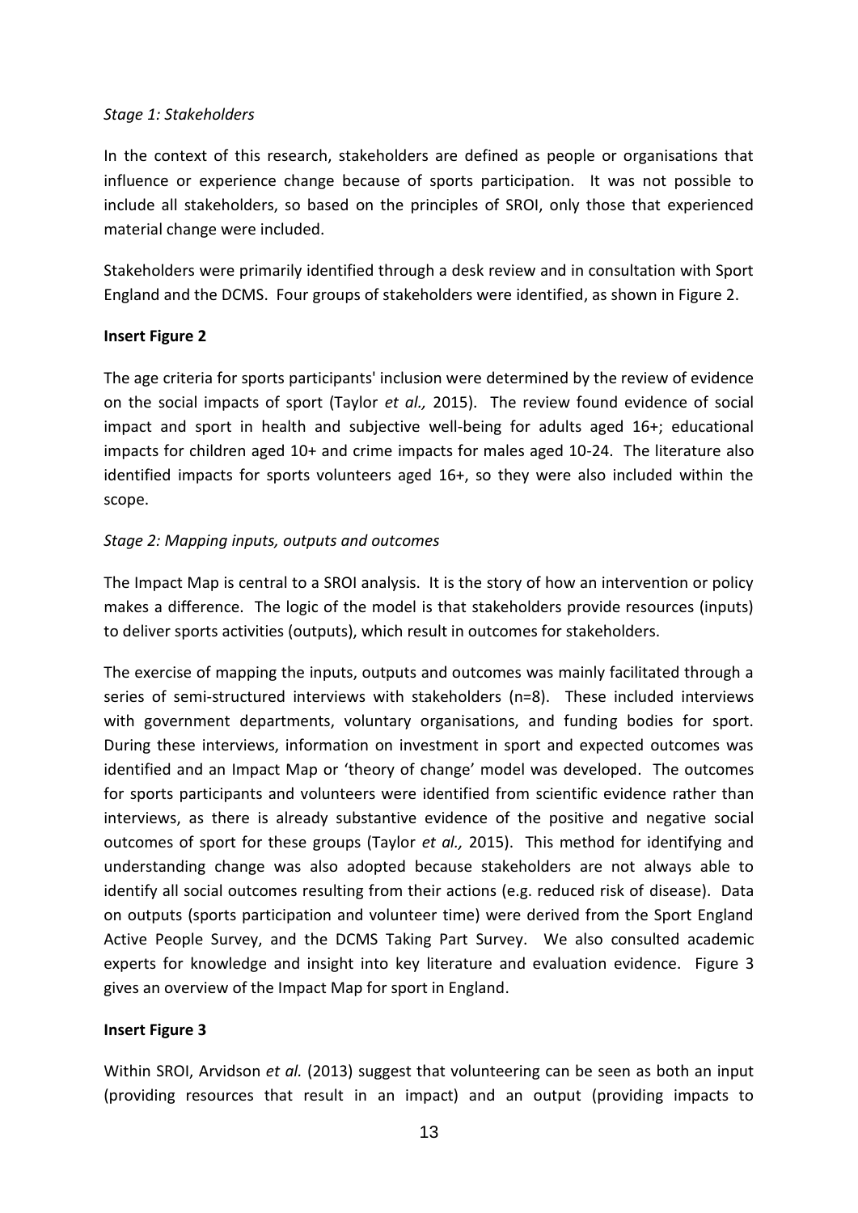*Stage 1: Stakeholders*

In the context of this research, stakeholders are defined as people or organisations that influence or experience change because of sports participation. It was not possible to include all stakeholders, so based on the principles of SROI, only those that experienced material change were included.

Stakeholders were primarily identified through a desk review and in consultation with Sport England and the DCMS. Four groups of stakeholders were identified, as shown in Figure 2.

**Insert Figure 2**

The age criteria for sports participants' inclusion were determined by the review of evidence on the social impacts of sport (Taylor *et al.,* 2015). The review found evidence of social impact and sport in health and subjective well-being for adults aged 16+; educational impacts for children aged 10+ and crime impacts for males aged 10-24. The literature also identified impacts for sports volunteers aged 16+, so they were also included within the scope.

*Stage 2: Mapping inputs, outputs and outcomes*

The Impact Map is central to a SROI analysis. It is the story of how an intervention or policy makes a difference. The logic of the model is that stakeholders provide resources (inputs) to deliver sports activities (outputs), which result in outcomes for stakeholders.

The exercise of mapping the inputs, outputs and outcomes was mainly facilitated through a series of semi-structured interviews with stakeholders (n=8). These included interviews with government departments, voluntary organisations, and funding bodies for sport. During these interviews, information on investment in sport and expected outcomes was identified and an Impact Map or 'theory of change' model was developed. The outcomes for sports participants and volunteers were identified from scientific evidence rather than interviews, as there is already substantive evidence of the positive and negative social outcomes of sport for these groups (Taylor *et al.,* 2015). This method for identifying and understanding change was also adopted because stakeholders are not always able to identify all social outcomes resulting from their actions (e.g. reduced risk of disease). Data on outputs (sports participation and volunteer time) were derived from the Sport England Active People Survey, and the DCMS Taking Part Survey. We also consulted academic experts for knowledge and insight into key literature and evaluation evidence. Figure 3 gives an overview of the Impact Map for sport in England.

**Insert Figure 3**

Within SROI, Arvidson *et al.* (2013) suggest that volunteering can be seen as both an input (providing resources that result in an impact) and an output (providing impacts to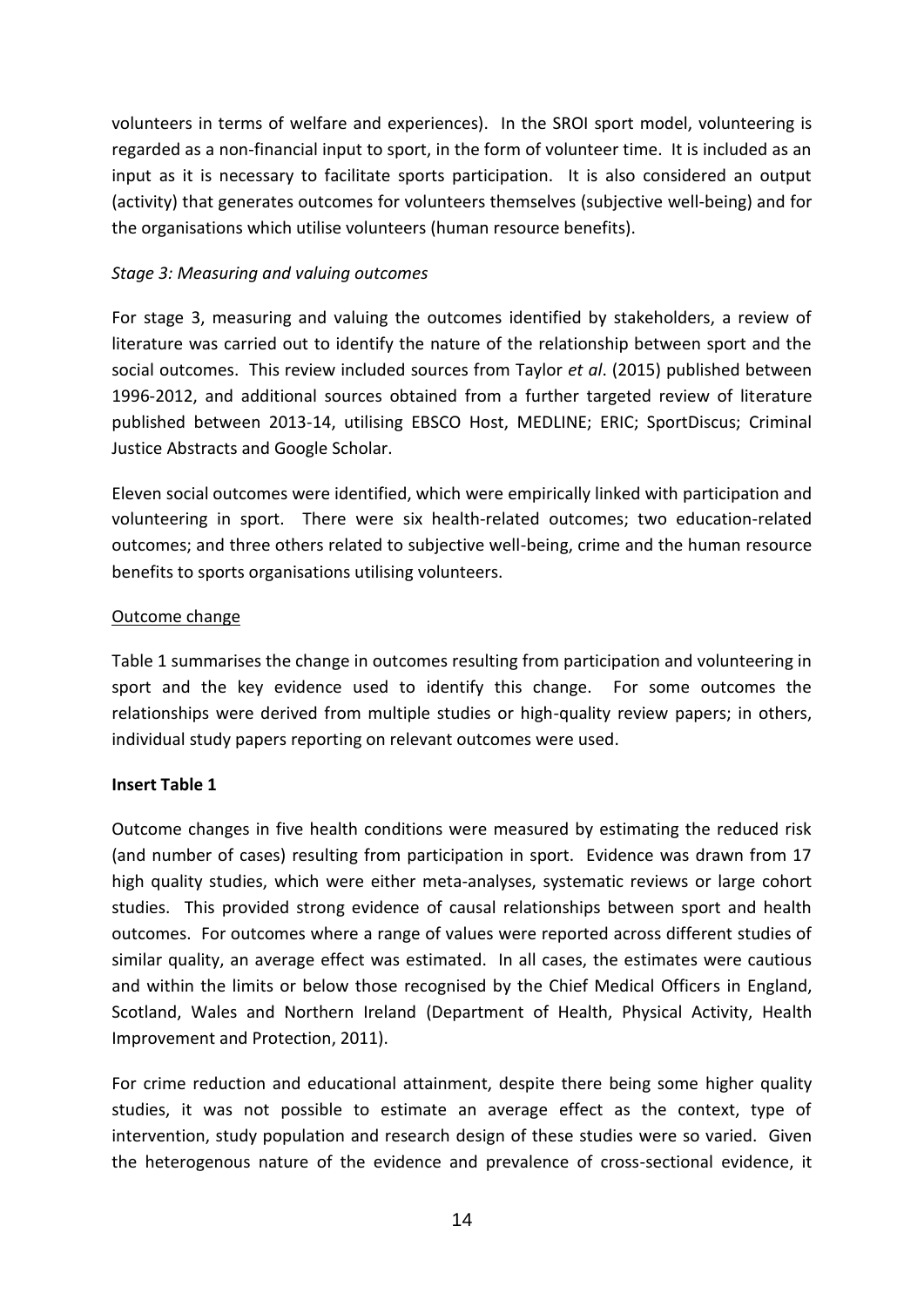volunteers in terms of welfare and experiences). In the SROI sport model, volunteering is regarded as a non-financial input to sport, in the form of volunteer time. It is included as an input as it is necessary to facilitate sports participation. It is also considered an output (activity) that generates outcomes for volunteers themselves (subjective well-being) and for the organisations which utilise volunteers (human resource benefits).

*Stage 3: Measuring and valuing outcomes*

For stage 3, measuring and valuing the outcomes identified by stakeholders, a review of literature was carried out to identify the nature of the relationship between sport and the social outcomes. This review included sources from Taylor *et al*. (2015) published between 1996-2012, and additional sources obtained from a further targeted review of literature published between 2013-14, utilising EBSCO Host, MEDLINE; ERIC; SportDiscus; Criminal Justice Abstracts and Google Scholar.

Eleven social outcomes were identified, which were empirically linked with participation and volunteering in sport. There were six health-related outcomes; two education-related outcomes; and three others related to subjective well-being, crime and the human resource benefits to sports organisations utilising volunteers.

<u>Outcome change</u>

Table 1 summarises the change in outcomes resulting from participation and volunteering in sport and the key evidence used to identify this change. For some outcomes the relationships were derived from multiple studies or high-quality review papers; in others, individual study papers reporting on relevant outcomes were used.

**Insert Table 1**

Outcome changes in five health conditions were measured by estimating the reduced risk (and number of cases) resulting from participation in sport. Evidence was drawn from 17 high quality studies, which were either meta-analyses, systematic reviews or large cohort studies. This provided strong evidence of causal relationships between sport and health outcomes. For outcomes where a range of values were reported across different studies of similar quality, an average effect was estimated. In all cases, the estimates were cautious and within the limits or below those recognised by the Chief Medical Officers in England, Scotland, Wales and Northern Ireland (Department of Health, Physical Activity, Health Improvement and Protection, 2011).

For crime reduction and educational attainment, despite there being some higher quality studies, it was not possible to estimate an average effect as the context, type of intervention, study population and research design of these studies were so varied. Given the heterogenous nature of the evidence and prevalence of cross-sectional evidence, it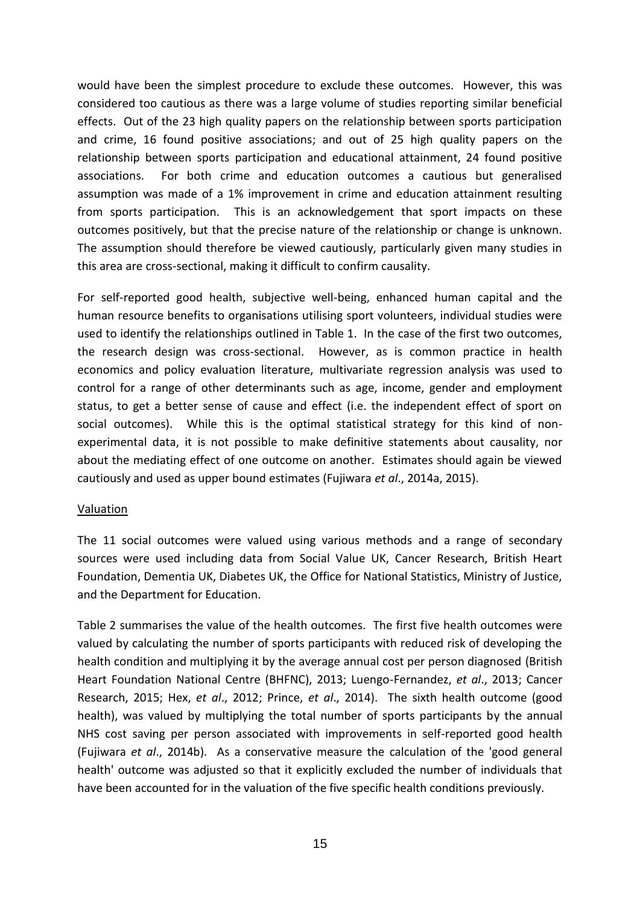would have been the simplest procedure to exclude these outcomes. However, this was considered too cautious as there was a large volume of studies reporting similar beneficial effects. Out of the 23 high quality papers on the relationship between sports participation and crime, 16 found positive associations; and out of 25 high quality papers on the relationship between sports participation and educational attainment, 24 found positive associations. For both crime and education outcomes a cautious but generalised assumption was made of a 1% improvement in crime and education attainment resulting from sports participation. This is an acknowledgement that sport impacts on these outcomes positively, but that the precise nature of the relationship or change is unknown. The assumption should therefore be viewed cautiously, particularly given many studies in this area are cross-sectional, making it difficult to confirm causality.

For self-reported good health, subjective well-being, enhanced human capital and the human resource benefits to organisations utilising sport volunteers, individual studies were used to identify the relationships outlined in Table 1. In the case of the first two outcomes, the research design was cross-sectional. However, as is common practice in health economics and policy evaluation literature, multivariate regression analysis was used to control for a range of other determinants such as age, income, gender and employment status, to get a better sense of cause and effect (i.e. the independent effect of sport on social outcomes). While this is the optimal statistical strategy for this kind of non-experimental data, it is not possible to make definitive statements about causality, nor about the mediating effect of one outcome on another. Estimates should again be viewed cautiously and used as upper bound estimates (Fujiwara *et al*., 2014a, 2015).

<u>Valuation</u>

The 11 social outcomes were valued using various methods and a range of secondary sources were used including data from Social Value UK, Cancer Research, British Heart Foundation, Dementia UK, Diabetes UK, the Office for National Statistics, Ministry of Justice, and the Department for Education.

Table 2 summarises the value of the health outcomes. The first five health outcomes were valued by calculating the number of sports participants with reduced risk of developing the health condition and multiplying it by the average annual cost per person diagnosed (British Heart Foundation National Centre (BHFNC), 2013; Luengo-Fernandez, *et al*., 2013; Cancer Research, 2015; Hex, *et al*., 2012; Prince, *et al*., 2014). The sixth health outcome (good health), was valued by multiplying the total number of sports participants by the annual NHS cost saving per person associated with improvements in self-reported good health (Fujiwara *et al*., 2014b). As a conservative measure the calculation of the 'good general health' outcome was adjusted so that it explicitly excluded the number of individuals that have been accounted for in the valuation of the five specific health conditions previously.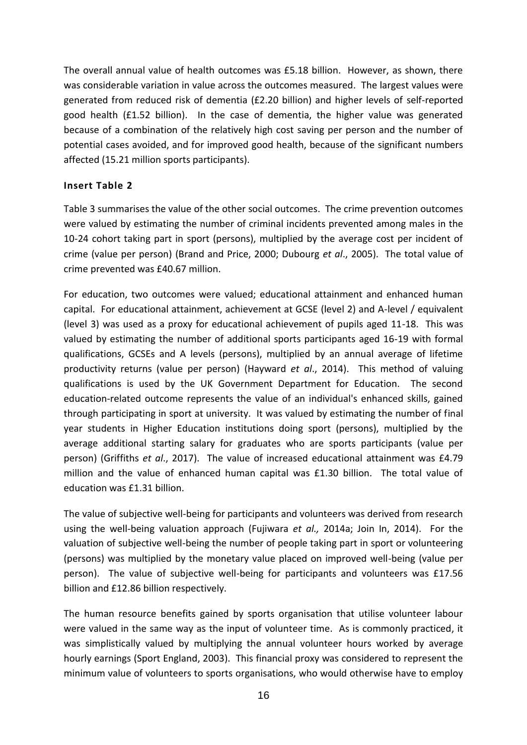The overall annual value of health outcomes was £5.18 billion. However, as shown, there was considerable variation in value across the outcomes measured. The largest values were generated from reduced risk of dementia (£2.20 billion) and higher levels of self-reported good health (£1.52 billion). In the case of dementia, the higher value was generated because of a combination of the relatively high cost saving per person and the number of potential cases avoided, and for improved good health, because of the significant numbers affected (15.21 million sports participants).

**Insert Table 2**

Table 3 summarises the value of the other social outcomes. The crime prevention outcomes were valued by estimating the number of criminal incidents prevented among males in the 10-24 cohort taking part in sport (persons), multiplied by the average cost per incident of crime (value per person) (Brand and Price, 2000; Dubourg *et al*., 2005). The total value of crime prevented was £40.67 million.

For education, two outcomes were valued; educational attainment and enhanced human capital. For educational attainment, achievement at GCSE (level 2) and A-level / equivalent (level 3) was used as a proxy for educational achievement of pupils aged 11-18. This was valued by estimating the number of additional sports participants aged 16-19 with formal qualifications, GCSEs and A levels (persons), multiplied by an annual average of lifetime productivity returns (value per person) (Hayward *et al*., 2014). This method of valuing qualifications is used by the UK Government Department for Education. The second education-related outcome represents the value of an individual's enhanced skills, gained through participating in sport at university. It was valued by estimating the number of final year students in Higher Education institutions doing sport (persons), multiplied by the average additional starting salary for graduates who are sports participants (value per person) (Griffiths *et al*., 2017). The value of increased educational attainment was £4.79 million and the value of enhanced human capital was £1.30 billion. The total value of education was £1.31 billion.

The value of subjective well-being for participants and volunteers was derived from research using the well-being valuation approach (Fujiwara *et al.,* 2014a; Join In, 2014). For the valuation of subjective well-being the number of people taking part in sport or volunteering (persons) was multiplied by the monetary value placed on improved well-being (value per person). The value of subjective well-being for participants and volunteers was £17.56 billion and £12.86 billion respectively.

The human resource benefits gained by sports organisation that utilise volunteer labour were valued in the same way as the input of volunteer time. As is commonly practiced, it was simplistically valued by multiplying the annual volunteer hours worked by average hourly earnings (Sport England, 2003). This financial proxy was considered to represent the minimum value of volunteers to sports organisations, who would otherwise have to employ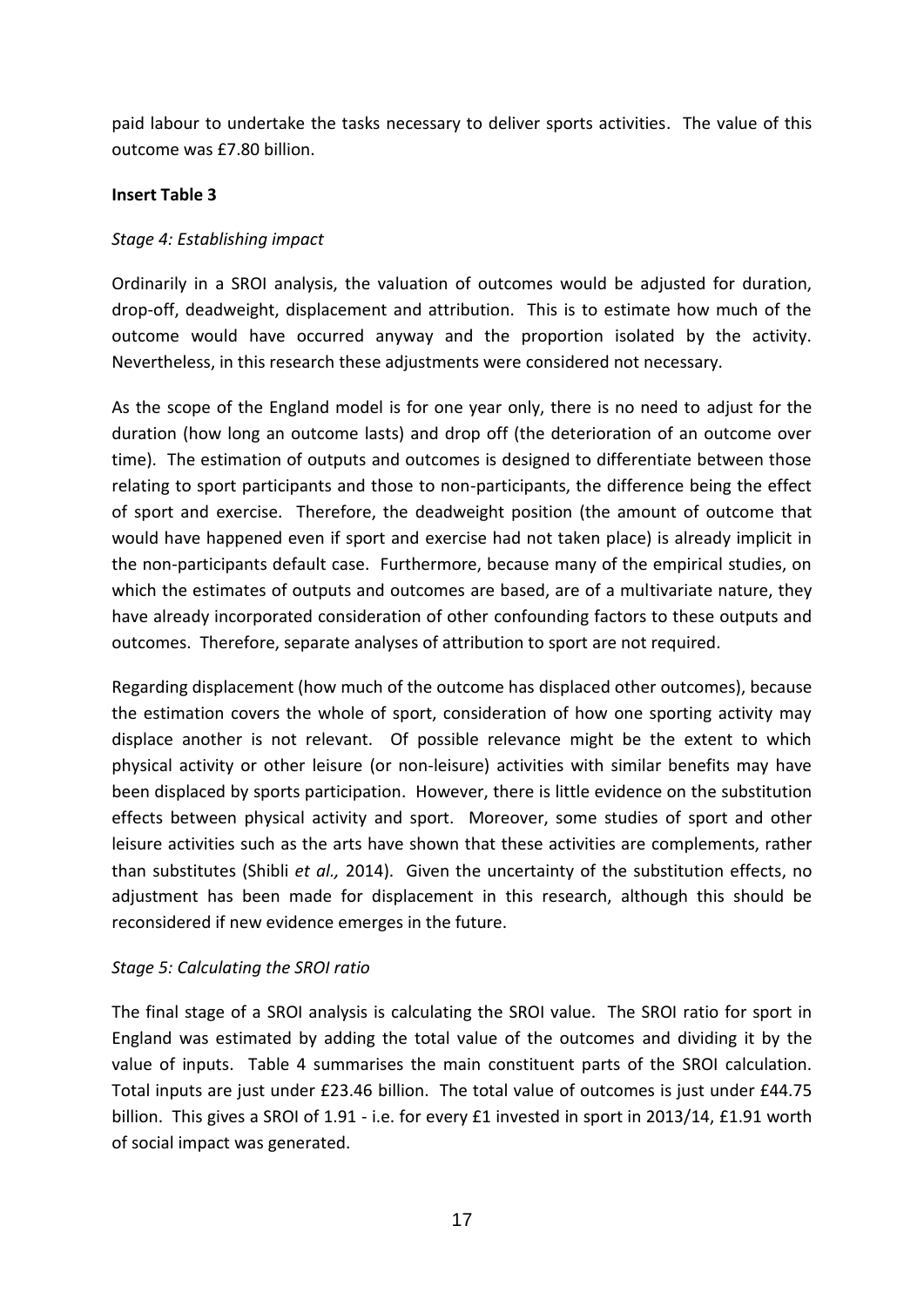paid labour to undertake the tasks necessary to deliver sports activities. The value of this outcome was £7.80 billion.

**Insert Table 3**

*Stage 4: Establishing impact*

Ordinarily in a SROI analysis, the valuation of outcomes would be adjusted for duration, drop-off, deadweight, displacement and attribution. This is to estimate how much of the outcome would have occurred anyway and the proportion isolated by the activity. Nevertheless, in this research these adjustments were considered not necessary.

As the scope of the England model is for one year only, there is no need to adjust for the duration (how long an outcome lasts) and drop off (the deterioration of an outcome over time). The estimation of outputs and outcomes is designed to differentiate between those relating to sport participants and those to non-participants, the difference being the effect of sport and exercise. Therefore, the deadweight position (the amount of outcome that would have happened even if sport and exercise had not taken place) is already implicit in the non-participants default case. Furthermore, because many of the empirical studies, on which the estimates of outputs and outcomes are based, are of a multivariate nature, they have already incorporated consideration of other confounding factors to these outputs and outcomes. Therefore, separate analyses of attribution to sport are not required.

Regarding displacement (how much of the outcome has displaced other outcomes), because the estimation covers the whole of sport, consideration of how one sporting activity may displace another is not relevant. Of possible relevance might be the extent to which physical activity or other leisure (or non-leisure) activities with similar benefits may have been displaced by sports participation. However, there is little evidence on the substitution effects between physical activity and sport. Moreover, some studies of sport and other leisure activities such as the arts have shown that these activities are complements, rather than substitutes (Shibli *et al.,* 2014). Given the uncertainty of the substitution effects, no adjustment has been made for displacement in this research, although this should be reconsidered if new evidence emerges in the future.

*Stage 5: Calculating the SROI ratio*

The final stage of a SROI analysis is calculating the SROI value. The SROI ratio for sport in England was estimated by adding the total value of the outcomes and dividing it by the value of inputs. Table 4 summarises the main constituent parts of the SROI calculation. Total inputs are just under £23.46 billion. The total value of outcomes is just under £44.75 billion. This gives a SROI of 1.91 - i.e. for every £1 invested in sport in 2013/14, £1.91 worth of social impact was generated.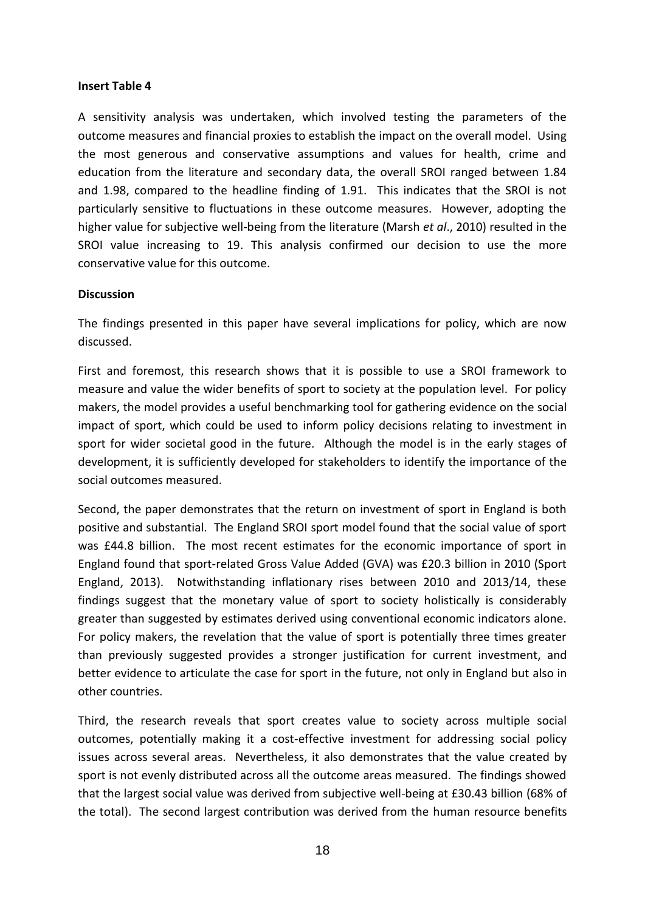**Insert Table 4**

A sensitivity analysis was undertaken, which involved testing the parameters of the outcome measures and financial proxies to establish the impact on the overall model. Using the most generous and conservative assumptions and values for health, crime and education from the literature and secondary data, the overall SROI ranged between 1.84 and 1.98, compared to the headline finding of 1.91. This indicates that the SROI is not particularly sensitive to fluctuations in these outcome measures. However, adopting the higher value for subjective well-being from the literature (Marsh *et al*., 2010) resulted in the SROI value increasing to 19. This analysis confirmed our decision to use the more conservative value for this outcome.

**Discussion**

The findings presented in this paper have several implications for policy, which are now discussed.

First and foremost, this research shows that it is possible to use a SROI framework to measure and value the wider benefits of sport to society at the population level. For policy makers, the model provides a useful benchmarking tool for gathering evidence on the social impact of sport, which could be used to inform policy decisions relating to investment in sport for wider societal good in the future. Although the model is in the early stages of development, it is sufficiently developed for stakeholders to identify the importance of the social outcomes measured.

Second, the paper demonstrates that the return on investment of sport in England is both positive and substantial. The England SROI sport model found that the social value of sport was £44.8 billion. The most recent estimates for the economic importance of sport in England found that sport-related Gross Value Added (GVA) was £20.3 billion in 2010 (Sport England, 2013). Notwithstanding inflationary rises between 2010 and 2013/14, these findings suggest that the monetary value of sport to society holistically is considerably greater than suggested by estimates derived using conventional economic indicators alone. For policy makers, the revelation that the value of sport is potentially three times greater than previously suggested provides a stronger justification for current investment, and better evidence to articulate the case for sport in the future, not only in England but also in other countries.

Third, the research reveals that sport creates value to society across multiple social outcomes, potentially making it a cost-effective investment for addressing social policy issues across several areas. Nevertheless, it also demonstrates that the value created by sport is not evenly distributed across all the outcome areas measured. The findings showed that the largest social value was derived from subjective well-being at £30.43 billion (68% of the total). The second largest contribution was derived from the human resource benefits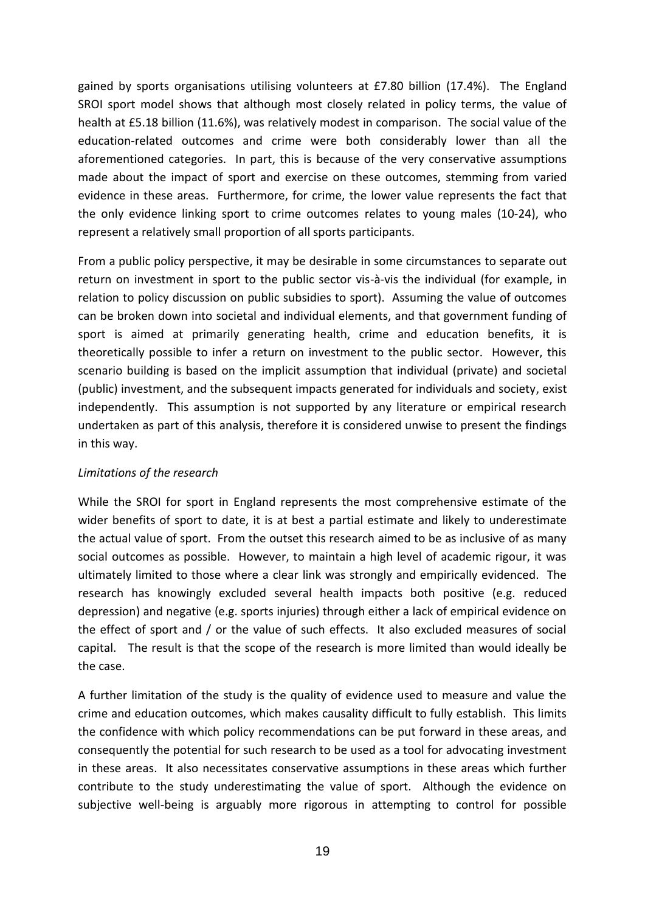gained by sports organisations utilising volunteers at £7.80 billion (17.4%). The England SROI sport model shows that although most closely related in policy terms, the value of health at £5.18 billion (11.6%), was relatively modest in comparison. The social value of the education-related outcomes and crime were both considerably lower than all the aforementioned categories. In part, this is because of the very conservative assumptions made about the impact of sport and exercise on these outcomes, stemming from varied evidence in these areas. Furthermore, for crime, the lower value represents the fact that the only evidence linking sport to crime outcomes relates to young males (10-24), who represent a relatively small proportion of all sports participants.

From a public policy perspective, it may be desirable in some circumstances to separate out return on investment in sport to the public sector vis-à-vis the individual (for example, in relation to policy discussion on public subsidies to sport). Assuming the value of outcomes can be broken down into societal and individual elements, and that government funding of sport is aimed at primarily generating health, crime and education benefits, it is theoretically possible to infer a return on investment to the public sector. However, this scenario building is based on the implicit assumption that individual (private) and societal (public) investment, and the subsequent impacts generated for individuals and society, exist independently. This assumption is not supported by any literature or empirical research undertaken as part of this analysis, therefore it is considered unwise to present the findings in this way.

*Limitations of the research*

While the SROI for sport in England represents the most comprehensive estimate of the wider benefits of sport to date, it is at best a partial estimate and likely to underestimate the actual value of sport. From the outset this research aimed to be as inclusive of as many social outcomes as possible. However, to maintain a high level of academic rigour, it was ultimately limited to those where a clear link was strongly and empirically evidenced. The research has knowingly excluded several health impacts both positive (e.g. reduced depression) and negative (e.g. sports injuries) through either a lack of empirical evidence on the effect of sport and / or the value of such effects. It also excluded measures of social capital. The result is that the scope of the research is more limited than would ideally be the case.

A further limitation of the study is the quality of evidence used to measure and value the crime and education outcomes, which makes causality difficult to fully establish. This limits the confidence with which policy recommendations can be put forward in these areas, and consequently the potential for such research to be used as a tool for advocating investment in these areas. It also necessitates conservative assumptions in these areas which further contribute to the study underestimating the value of sport. Although the evidence on subjective well-being is arguably more rigorous in attempting to control for possible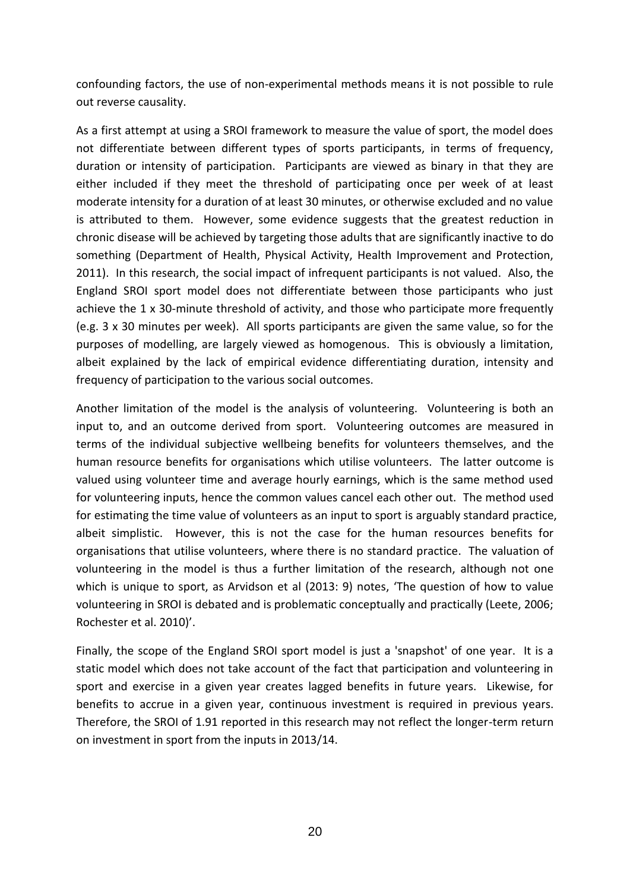confounding factors, the use of non-experimental methods means it is not possible to rule out reverse causality.

As a first attempt at using a SROI framework to measure the value of sport, the model does not differentiate between different types of sports participants, in terms of frequency, duration or intensity of participation. Participants are viewed as binary in that they are either included if they meet the threshold of participating once per week of at least moderate intensity for a duration of at least 30 minutes, or otherwise excluded and no value is attributed to them. However, some evidence suggests that the greatest reduction in chronic disease will be achieved by targeting those adults that are significantly inactive to do something (Department of Health, Physical Activity, Health Improvement and Protection, 2011). In this research, the social impact of infrequent participants is not valued. Also, the England SROI sport model does not differentiate between those participants who just achieve the 1 x 30-minute threshold of activity, and those who participate more frequently (e.g. 3 x 30 minutes per week). All sports participants are given the same value, so for the purposes of modelling, are largely viewed as homogenous. This is obviously a limitation, albeit explained by the lack of empirical evidence differentiating duration, intensity and frequency of participation to the various social outcomes.

Another limitation of the model is the analysis of volunteering. Volunteering is both an input to, and an outcome derived from sport. Volunteering outcomes are measured in terms of the individual subjective wellbeing benefits for volunteers themselves, and the human resource benefits for organisations which utilise volunteers. The latter outcome is valued using volunteer time and average hourly earnings, which is the same method used for volunteering inputs, hence the common values cancel each other out. The method used for estimating the time value of volunteers as an input to sport is arguably standard practice, albeit simplistic. However, this is not the case for the human resources benefits for organisations that utilise volunteers, where there is no standard practice. The valuation of volunteering in the model is thus a further limitation of the research, although not one which is unique to sport, as Arvidson et al (2013: 9) notes, 'The question of how to value volunteering in SROI is debated and is problematic conceptually and practically (Leete, 2006; Rochester et al. 2010)'.

Finally, the scope of the England SROI sport model is just a 'snapshot' of one year. It is a static model which does not take account of the fact that participation and volunteering in sport and exercise in a given year creates lagged benefits in future years. Likewise, for benefits to accrue in a given year, continuous investment is required in previous years. Therefore, the SROI of 1.91 reported in this research may not reflect the longer-term return on investment in sport from the inputs in 2013/14.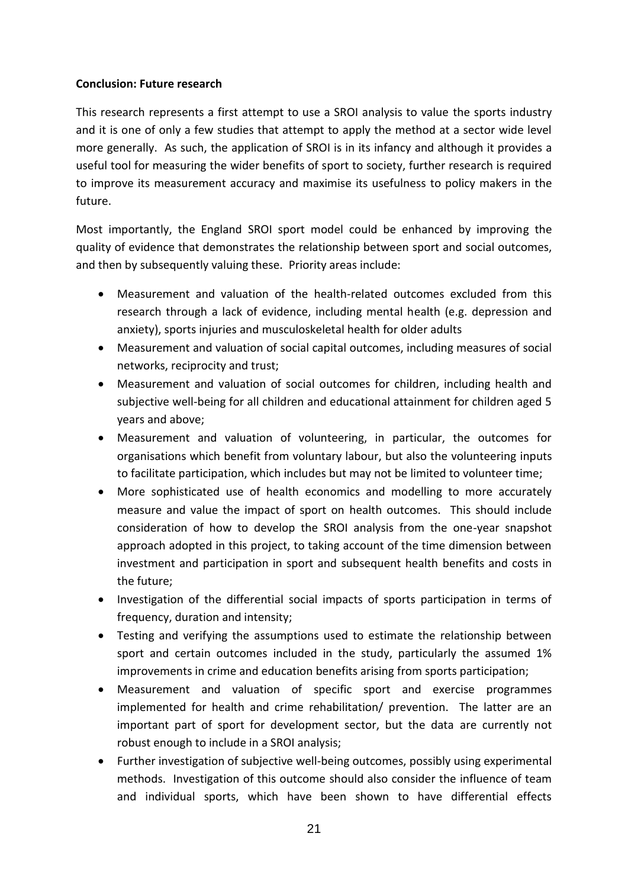**Conclusion: Future research**

This research represents a first attempt to use a SROI analysis to value the sports industry and it is one of only a few studies that attempt to apply the method at a sector wide level more generally. As such, the application of SROI is in its infancy and although it provides a useful tool for measuring the wider benefits of sport to society, further research is required to improve its measurement accuracy and maximise its usefulness to policy makers in the future.

Most importantly, the England SROI sport model could be enhanced by improving the quality of evidence that demonstrates the relationship between sport and social outcomes, and then by subsequently valuing these. Priority areas include:

- Measurement and valuation of the health-related outcomes excluded from this research through a lack of evidence, including mental health (e.g. depression and anxiety), sports injuries and musculoskeletal health for older adults
- Measurement and valuation of social capital outcomes, including measures of social networks, reciprocity and trust;
- Measurement and valuation of social outcomes for children, including health and subjective well-being for all children and educational attainment for children aged 5 years and above;
- Measurement and valuation of volunteering, in particular, the outcomes for organisations which benefit from voluntary labour, but also the volunteering inputs to facilitate participation, which includes but may not be limited to volunteer time;
- More sophisticated use of health economics and modelling to more accurately measure and value the impact of sport on health outcomes. This should include consideration of how to develop the SROI analysis from the one-year snapshot approach adopted in this project, to taking account of the time dimension between investment and participation in sport and subsequent health benefits and costs in the future;
- Investigation of the differential social impacts of sports participation in terms of frequency, duration and intensity;
- Testing and verifying the assumptions used to estimate the relationship between sport and certain outcomes included in the study, particularly the assumed 1% improvements in crime and education benefits arising from sports participation;
- Measurement and valuation of specific sport and exercise programmes implemented for health and crime rehabilitation/ prevention. The latter are an important part of sport for development sector, but the data are currently not robust enough to include in a SROI analysis;
- Further investigation of subjective well-being outcomes, possibly using experimental methods. Investigation of this outcome should also consider the influence of team and individual sports, which have been shown to have differential effects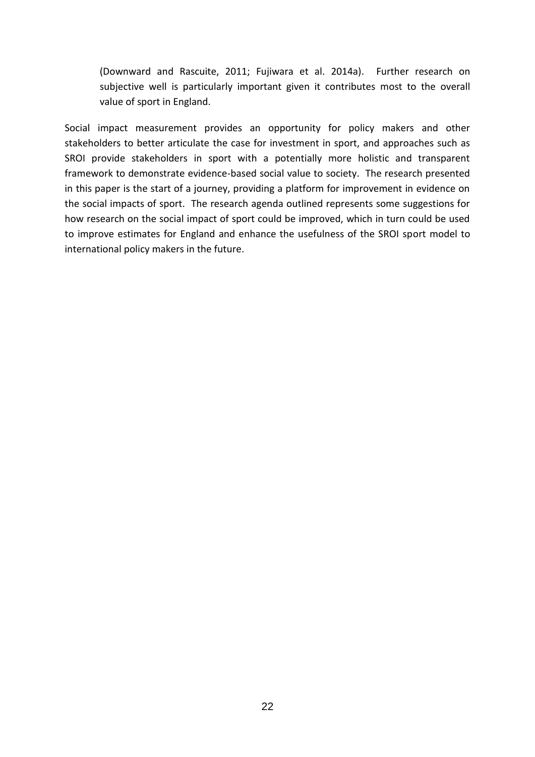(Downward and Rascuite, 2011; Fujiwara et al. 2014a). Further research on subjective well is particularly important given it contributes most to the overall value of sport in England.

Social impact measurement provides an opportunity for policy makers and other stakeholders to better articulate the case for investment in sport, and approaches such as SROI provide stakeholders in sport with a potentially more holistic and transparent framework to demonstrate evidence-based social value to society. The research presented in this paper is the start of a journey, providing a platform for improvement in evidence on the social impacts of sport. The research agenda outlined represents some suggestions for how research on the social impact of sport could be improved, which in turn could be used to improve estimates for England and enhance the usefulness of the SROI sport model to international policy makers in the future.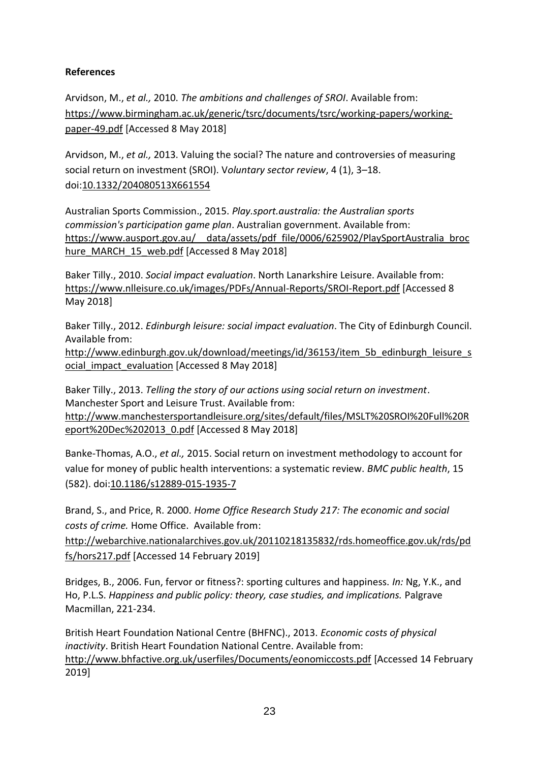**References**

Arvidson, M., *et al.,* 2010. *The ambitions and challenges of SROI*. Available from: https://www.birmingham.ac.uk/generic/tsrc/documents/tsrc/working-papers/working-paper-49.pdf [Accessed 8 May 2018]

Arvidson, M., *et al.,* 2013. Valuing the social? The nature and controversies of measuring social return on investment (SROI). V*oluntary sector review*, 4 (1), 3–18. doi:10.1332/204080513X661554

Australian Sports Commission., 2015. *Play.sport.australia: the Australian sports commission's participation game plan*. Australian government. Available from: https://www.ausport.gov.au/__data/assets/pdf_file/0006/625902/PlaySportAustralia_brochure_MARCH_15_web.pdf [Accessed 8 May 2018]

Baker Tilly., 2010. *Social impact evaluation*. North Lanarkshire Leisure. Available from: https://www.nlleisure.co.uk/images/PDFs/Annual-Reports/SROI-Report.pdf [Accessed 8 May 2018]

Baker Tilly., 2012. *Edinburgh leisure: social impact evaluation*. The City of Edinburgh Council. Available from: http://www.edinburgh.gov.uk/download/meetings/id/36153/item_5b_edinburgh_leisure_social_impact_evaluation [Accessed 8 May 2018]

Baker Tilly., 2013. *Telling the story of our actions using social return on investment*. Manchester Sport and Leisure Trust. Available from: http://www.manchestersportandleisure.org/sites/default/files/MSLT%20SROI%20Full%20Report%20Dec%202013_0.pdf [Accessed 8 May 2018]

Banke-Thomas, A.O., *et al.,* 2015. Social return on investment methodology to account for value for money of public health interventions: a systematic review. *BMC public health*, 15 (582). doi:10.1186/s12889-015-1935-7

Brand, S., and Price, R. 2000. *Home Office Research Study 217: The economic and social costs of crime.* Home Office. Available from: http://webarchive.nationalarchives.gov.uk/20110218135832/rds.homeoffice.gov.uk/rds/pdfs/hors217.pdf [Accessed 14 February 2019]

Bridges, B., 2006. Fun, fervor or fitness?: sporting cultures and happiness. *In:* Ng, Y.K., and Ho, P.L.S. *Happiness and public policy: theory, case studies, and implications.* Palgrave Macmillan, 221-234.

British Heart Foundation National Centre (BHFNC)., 2013. *Economic costs of physical inactivity*. British Heart Foundation National Centre. Available from: http://www.bhfactive.org.uk/userfiles/Documents/eonomiccosts.pdf [Accessed 14 February 2019]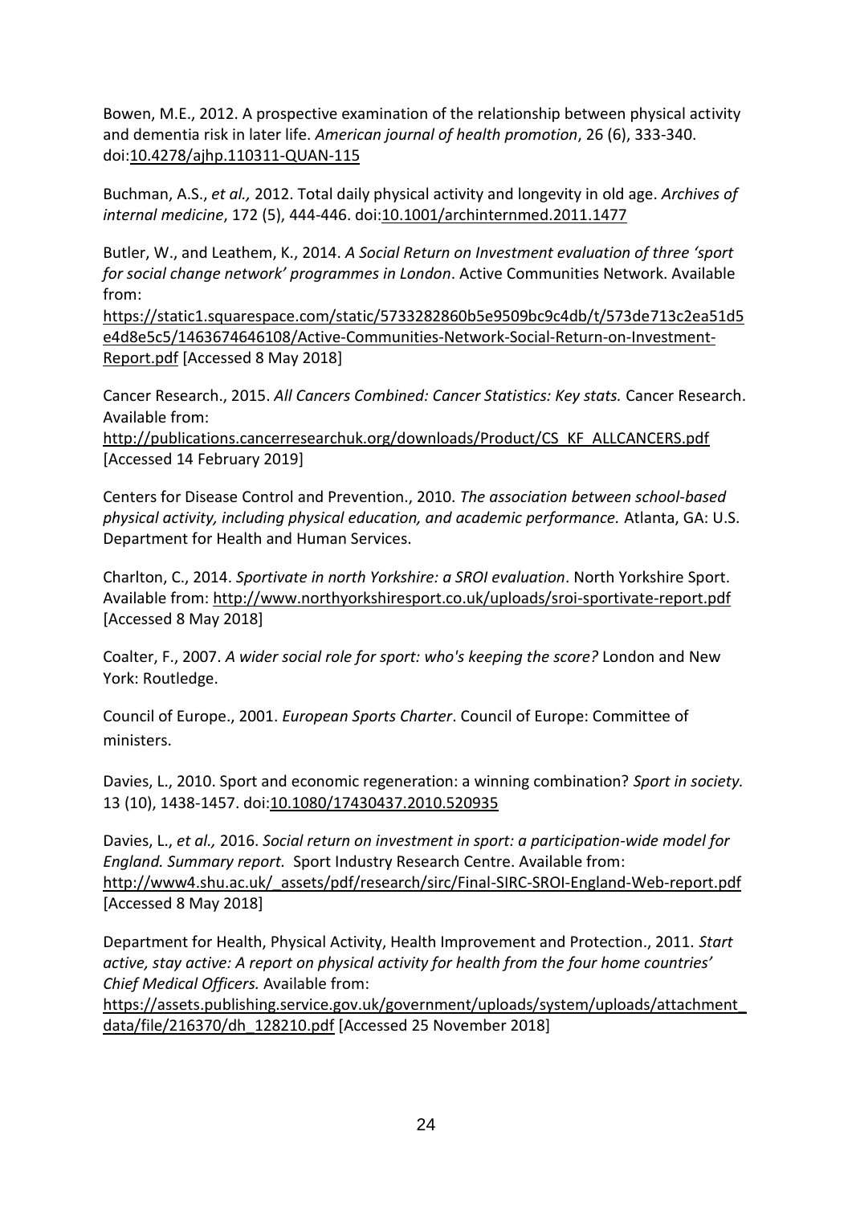Bowen, M.E., 2012. A prospective examination of the relationship between physical activity and dementia risk in later life. *American journal of health promotion*, 26 (6), 333-340. doi:10.4278/ajhp.110311-QUAN-115

Buchman, A.S., *et al.,* 2012. Total daily physical activity and longevity in old age. *Archives of internal medicine*, 172 (5), 444-446. doi:10.1001/archinternmed.2011.1477

Butler, W., and Leathem, K., 2014. *A Social Return on Investment evaluation of three 'sport for social change network' programmes in London*. Active Communities Network. Available from: https://static1.squarespace.com/static/5733282860b5e9509bc9c4db/t/573de713c2ea51d5e4d8e5c5/1463674646108/Active-Communities-Network-Social-Return-on-Investment-Report.pdf [Accessed 8 May 2018]

Cancer Research., 2015. *All Cancers Combined: Cancer Statistics: Key stats.* Cancer Research. Available from: http://publications.cancerresearchuk.org/downloads/Product/CS_KF_ALLCANCERS.pdf [Accessed 14 February 2019]

Centers for Disease Control and Prevention., 2010. *The association between school-based physical activity, including physical education, and academic performance.* Atlanta, GA: U.S. Department for Health and Human Services.

Charlton, C., 2014. *Sportivate in north Yorkshire: a SROI evaluation*. North Yorkshire Sport. Available from: http://www.northyorkshiresport.co.uk/uploads/sroi-sportivate-report.pdf [Accessed 8 May 2018]

Coalter, F., 2007. *A wider social role for sport: who's keeping the score?* London and New York: Routledge.

Council of Europe., 2001. *European Sports Charter*. Council of Europe: Committee of ministers.

Davies, L., 2010. Sport and economic regeneration: a winning combination? *Sport in society.* 13 (10), 1438-1457. doi:10.1080/17430437.2010.520935

Davies, L., *et al.,* 2016. *Social return on investment in sport: a participation-wide model for England. Summary report.* Sport Industry Research Centre. Available from: http://www4.shu.ac.uk/_assets/pdf/research/sirc/Final-SIRC-SROI-England-Web-report.pdf [Accessed 8 May 2018]

Department for Health, Physical Activity, Health Improvement and Protection., 2011. *Start active, stay active: A report on physical activity for health from the four home countries' Chief Medical Officers.* Available from: https://assets.publishing.service.gov.uk/government/uploads/system/uploads/attachment_data/file/216370/dh_128210.pdf [Accessed 25 November 2018]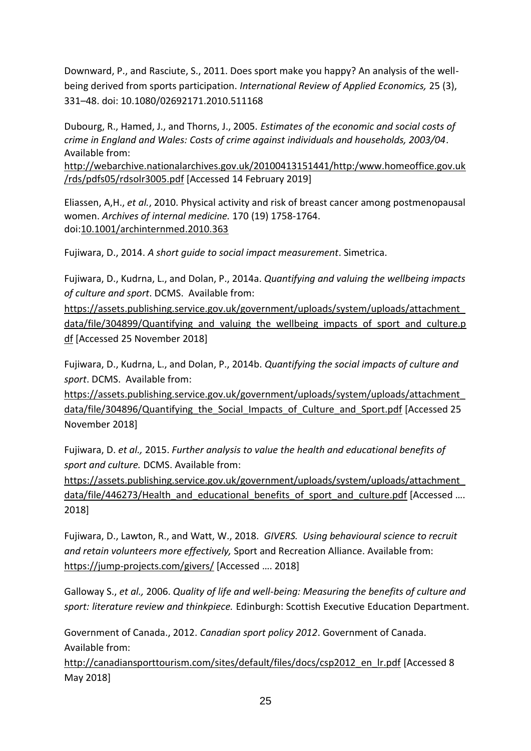Downward, P., and Rasciute, S., 2011. Does sport make you happy? An analysis of the well-being derived from sports participation. *International Review of Applied Economics,* 25 (3), 331–48. doi: 10.1080/02692171.2010.511168

Dubourg, R., Hamed, J., and Thorns, J., 2005. *Estimates of the economic and social costs of crime in England and Wales: Costs of crime against individuals and households, 2003/04*. Available from: http://webarchive.nationalarchives.gov.uk/20100413151441/http:/www.homeoffice.gov.uk/rds/pdfs05/rdsolr3005.pdf [Accessed 14 February 2019]

Eliassen, A,H., *et al.*, 2010. Physical activity and risk of breast cancer among postmenopausal women. *Archives of internal medicine.* 170 (19) 1758-1764. doi:10.1001/archinternmed.2010.363

Fujiwara, D., 2014. *A short guide to social impact measurement*. Simetrica.

Fujiwara, D., Kudrna, L., and Dolan, P., 2014a. *Quantifying and valuing the wellbeing impacts of culture and sport*. DCMS. Available from: https://assets.publishing.service.gov.uk/government/uploads/system/uploads/attachment_data/file/304899/Quantifying_and_valuing_the_wellbeing_impacts_of_sport_and_culture.pdf [Accessed 25 November 2018]

Fujiwara, D., Kudrna, L., and Dolan, P., 2014b. *Quantifying the social impacts of culture and sport*. DCMS. Available from: https://assets.publishing.service.gov.uk/government/uploads/system/uploads/attachment_data/file/304896/Quantifying_the_Social_Impacts_of_Culture_and_Sport.pdf [Accessed 25 November 2018]

Fujiwara, D. *et al.,* 2015. *Further analysis to value the health and educational benefits of sport and culture.* DCMS. Available from: https://assets.publishing.service.gov.uk/government/uploads/system/uploads/attachment_data/file/446273/Health_and_educational_benefits_of_sport_and_culture.pdf [Accessed …. 2018]

Fujiwara, D., Lawton, R., and Watt, W., 2018. *GIVERS. Using behavioural science to recruit and retain volunteers more effectively,* Sport and Recreation Alliance. Available from: https://jump-projects.com/givers/ [Accessed …. 2018]

Galloway S., *et al.,* 2006. *Quality of life and well-being: Measuring the benefits of culture and sport: literature review and thinkpiece.* Edinburgh: Scottish Executive Education Department.

Government of Canada., 2012. *Canadian sport policy 2012*. Government of Canada. Available from: http://canadiansporttourism.com/sites/default/files/docs/csp2012_en_lr.pdf [Accessed 8 May 2018]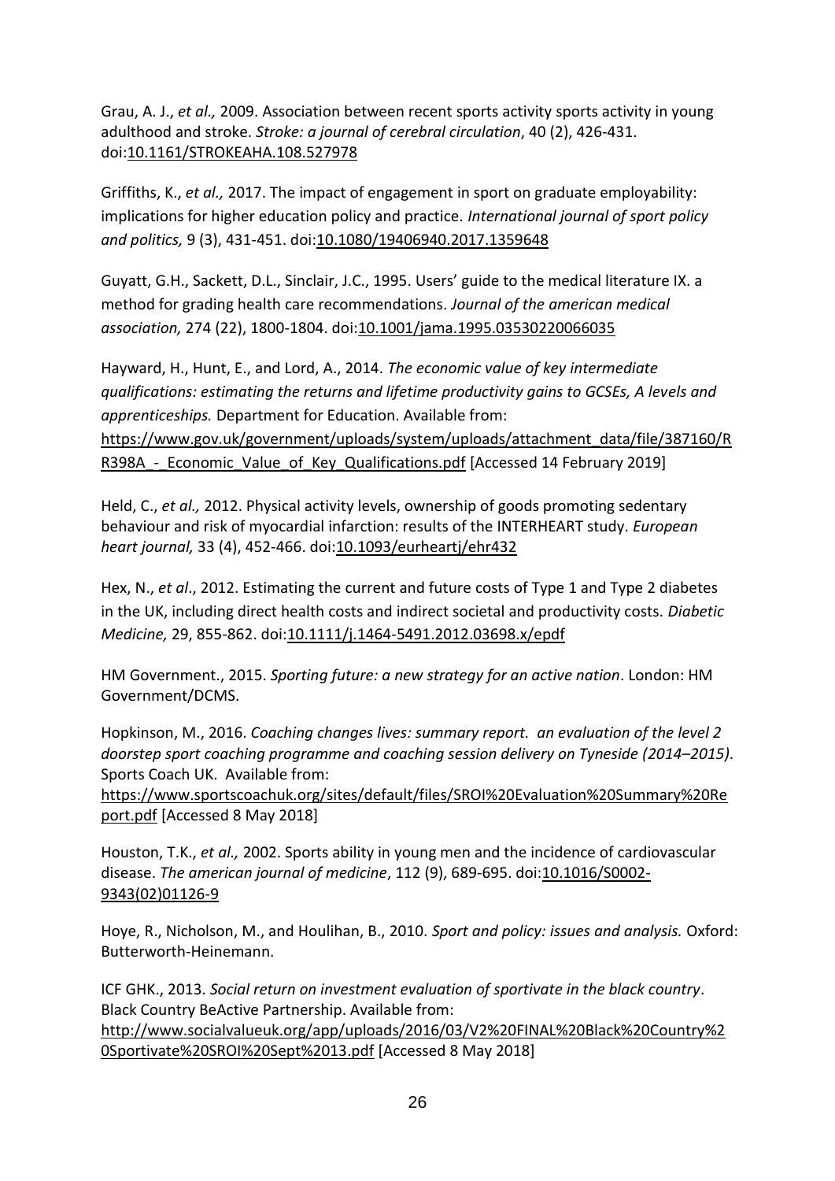Grau, A. J., *et al.,* 2009. Association between recent sports activity sports activity in young adulthood and stroke. *Stroke: a journal of cerebral circulation*, 40 (2), 426-431. doi:10.1161/STROKEAHA.108.527978

Griffiths, K., *et al.,* 2017. The impact of engagement in sport on graduate employability: implications for higher education policy and practice. *International journal of sport policy and politics,* 9 (3), 431-451. doi:10.1080/19406940.2017.1359648

Guyatt, G.H., Sackett, D.L., Sinclair, J.C., 1995. Users' guide to the medical literature IX. a method for grading health care recommendations. *Journal of the american medical association,* 274 (22), 1800-1804. doi:10.1001/jama.1995.03530220066035

Hayward, H., Hunt, E., and Lord, A., 2014. *The economic value of key intermediate qualifications: estimating the returns and lifetime productivity gains to GCSEs, A levels and apprenticeships.* Department for Education. Available from: https://www.gov.uk/government/uploads/system/uploads/attachment_data/file/387160/RR398A_-_Economic_Value_of_Key_Qualifications.pdf [Accessed 14 February 2019]

Held, C., *et al.,* 2012. Physical activity levels, ownership of goods promoting sedentary behaviour and risk of myocardial infarction: results of the INTERHEART study. *European heart journal,* 33 (4), 452-466. doi:10.1093/eurheartj/ehr432

Hex, N., *et al*., 2012. Estimating the current and future costs of Type 1 and Type 2 diabetes in the UK, including direct health costs and indirect societal and productivity costs. *Diabetic Medicine,* 29, 855-862. doi:10.1111/j.1464-5491.2012.03698.x/epdf

HM Government., 2015. *Sporting future: a new strategy for an active nation*. London: HM Government/DCMS.

Hopkinson, M., 2016. *Coaching changes lives: summary report. an evaluation of the level 2 doorstep sport coaching programme and coaching session delivery on Tyneside (2014–2015)*. Sports Coach UK. Available from: https://www.sportscoachuk.org/sites/default/files/SROI%20Evaluation%20Summary%20Report.pdf [Accessed 8 May 2018]

Houston, T.K., *et al.,* 2002. Sports ability in young men and the incidence of cardiovascular disease. *The american journal of medicine*, 112 (9), 689-695. doi:10.1016/S0002-9343(02)01126-9

Hoye, R., Nicholson, M., and Houlihan, B., 2010. *Sport and policy: issues and analysis.* Oxford: Butterworth-Heinemann.

ICF GHK., 2013. *Social return on investment evaluation of sportivate in the black country*. Black Country BeActive Partnership. Available from: http://www.socialvalueuk.org/app/uploads/2016/03/V2%20FINAL%20Black%20Country%20Sportivate%20SROI%20Sept%2013.pdf [Accessed 8 May 2018]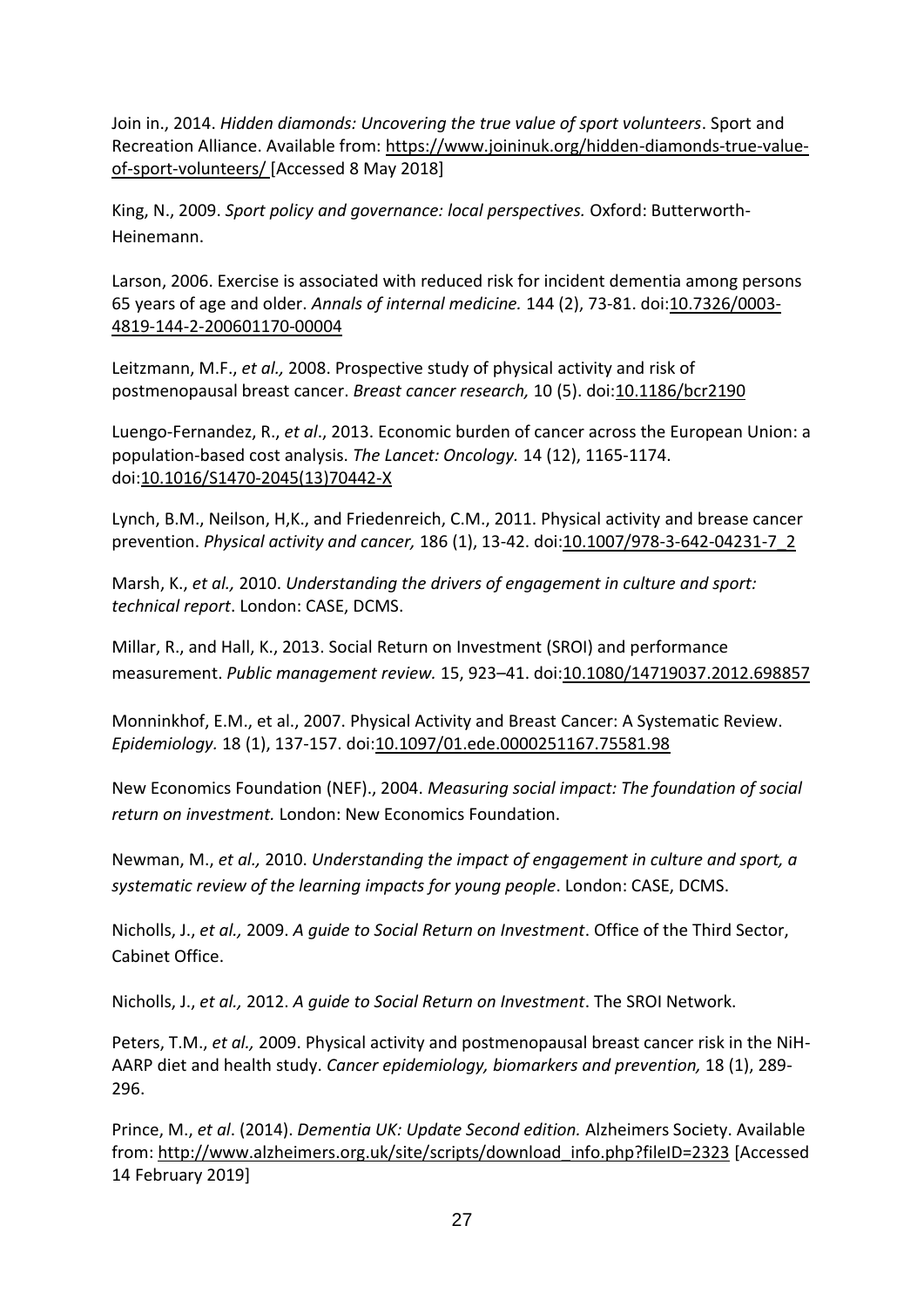Join in., 2014. *Hidden diamonds: Uncovering the true value of sport volunteers*. Sport and Recreation Alliance. Available from: https://www.joininuk.org/hidden-diamonds-true-value-of-sport-volunteers/ [Accessed 8 May 2018]

King, N., 2009. *Sport policy and governance: local perspectives.* Oxford: Butterworth-Heinemann.

Larson, 2006. Exercise is associated with reduced risk for incident dementia among persons 65 years of age and older. *Annals of internal medicine.* 144 (2), 73-81. doi:10.7326/0003-4819-144-2-200601170-00004

Leitzmann, M.F., *et al.,* 2008. Prospective study of physical activity and risk of postmenopausal breast cancer. *Breast cancer research,* 10 (5). doi:10.1186/bcr2190

Luengo-Fernandez, R., *et al*., 2013. Economic burden of cancer across the European Union: a population-based cost analysis. *The Lancet: Oncology.* 14 (12), 1165-1174. doi:10.1016/S1470-2045(13)70442-X

Lynch, B.M., Neilson, H,K., and Friedenreich, C.M., 2011. Physical activity and brease cancer prevention. *Physical activity and cancer,* 186 (1), 13-42. doi:10.1007/978-3-642-04231-7_2

Marsh, K., *et al.,* 2010. *Understanding the drivers of engagement in culture and sport: technical report*. London: CASE, DCMS.

Millar, R., and Hall, K., 2013. Social Return on Investment (SROI) and performance measurement. *Public management review.* 15, 923–41. doi:10.1080/14719037.2012.698857

Monninkhof, E.M., et al., 2007. Physical Activity and Breast Cancer: A Systematic Review. *Epidemiology.* 18 (1), 137-157. doi:10.1097/01.ede.0000251167.75581.98

New Economics Foundation (NEF)., 2004. *Measuring social impact: The foundation of social return on investment.* London: New Economics Foundation.

Newman, M., *et al.,* 2010. *Understanding the impact of engagement in culture and sport, a systematic review of the learning impacts for young people*. London: CASE, DCMS.

Nicholls, J., *et al.,* 2009. *A guide to Social Return on Investment*. Office of the Third Sector, Cabinet Office.

Nicholls, J., *et al.,* 2012. *A guide to Social Return on Investment*. The SROI Network.

Peters, T.M., *et al.,* 2009. Physical activity and postmenopausal breast cancer risk in the NiH-AARP diet and health study. *Cancer epidemiology, biomarkers and prevention,* 18 (1), 289-296.

Prince, M., *et al*. (2014). *Dementia UK: Update Second edition.* Alzheimers Society. Available from: http://www.alzheimers.org.uk/site/scripts/download_info.php?fileID=2323 [Accessed 14 February 2019]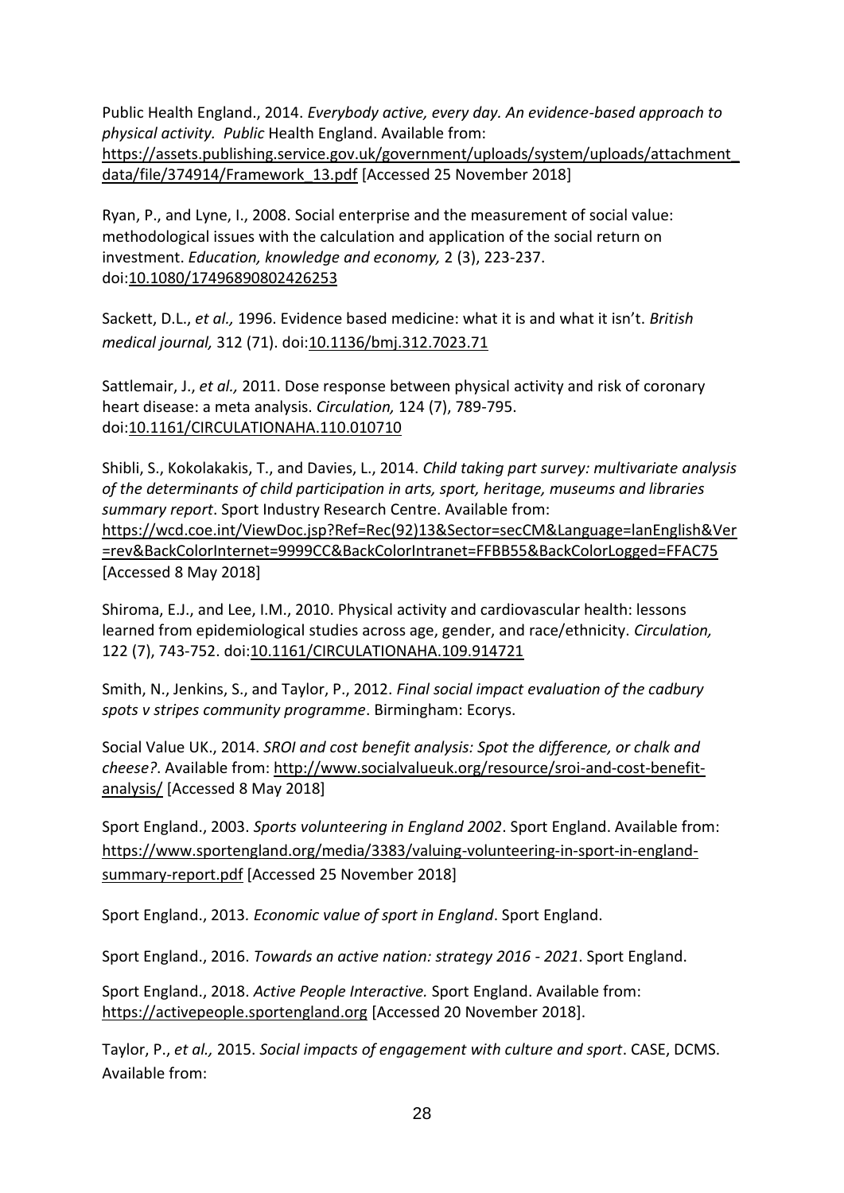Public Health England., 2014. *Everybody active, every day. An evidence-based approach to physical activity. Public* Health England. Available from: https://assets.publishing.service.gov.uk/government/uploads/system/uploads/attachment_data/file/374914/Framework_13.pdf [Accessed 25 November 2018]

Ryan, P., and Lyne, I., 2008. Social enterprise and the measurement of social value: methodological issues with the calculation and application of the social return on investment. *Education, knowledge and economy,* 2 (3), 223-237. doi:10.1080/17496890802426253

Sackett, D.L., *et al.,* 1996. Evidence based medicine: what it is and what it isn't. *British medical journal,* 312 (71). doi:10.1136/bmj.312.7023.71

Sattlemair, J., *et al.,* 2011. Dose response between physical activity and risk of coronary heart disease: a meta analysis. *Circulation,* 124 (7), 789-795. doi:10.1161/CIRCULATIONAHA.110.010710

Shibli, S., Kokolakakis, T., and Davies, L., 2014. *Child taking part survey: multivariate analysis of the determinants of child participation in arts, sport, heritage, museums and libraries summary report*. Sport Industry Research Centre. Available from: https://wcd.coe.int/ViewDoc.jsp?Ref=Rec(92)13&Sector=secCM&Language=lanEnglish&Ver=rev&BackColorInternet=9999CC&BackColorIntranet=FFBB55&BackColorLogged=FFAC75 [Accessed 8 May 2018]

Shiroma, E.J., and Lee, I.M., 2010. Physical activity and cardiovascular health: lessons learned from epidemiological studies across age, gender, and race/ethnicity. *Circulation,* 122 (7), 743-752. doi:10.1161/CIRCULATIONAHA.109.914721

Smith, N., Jenkins, S., and Taylor, P., 2012. *Final social impact evaluation of the cadbury spots v stripes community programme*. Birmingham: Ecorys.

Social Value UK., 2014. *SROI and cost benefit analysis: Spot the difference, or chalk and cheese?*. Available from: http://www.socialvalueuk.org/resource/sroi-and-cost-benefit-analysis/ [Accessed 8 May 2018]

Sport England., 2003. *Sports volunteering in England 2002*. Sport England. Available from: https://www.sportengland.org/media/3383/valuing-volunteering-in-sport-in-england-summary-report.pdf [Accessed 25 November 2018]

Sport England., 2013*. Economic value of sport in England*. Sport England.

Sport England., 2016. *Towards an active nation: strategy 2016 - 2021*. Sport England.

Sport England., 2018. *Active People Interactive.* Sport England. Available from: https://activepeople.sportengland.org [Accessed 20 November 2018].

Taylor, P., *et al.,* 2015. *Social impacts of engagement with culture and sport*. CASE, DCMS. Available from: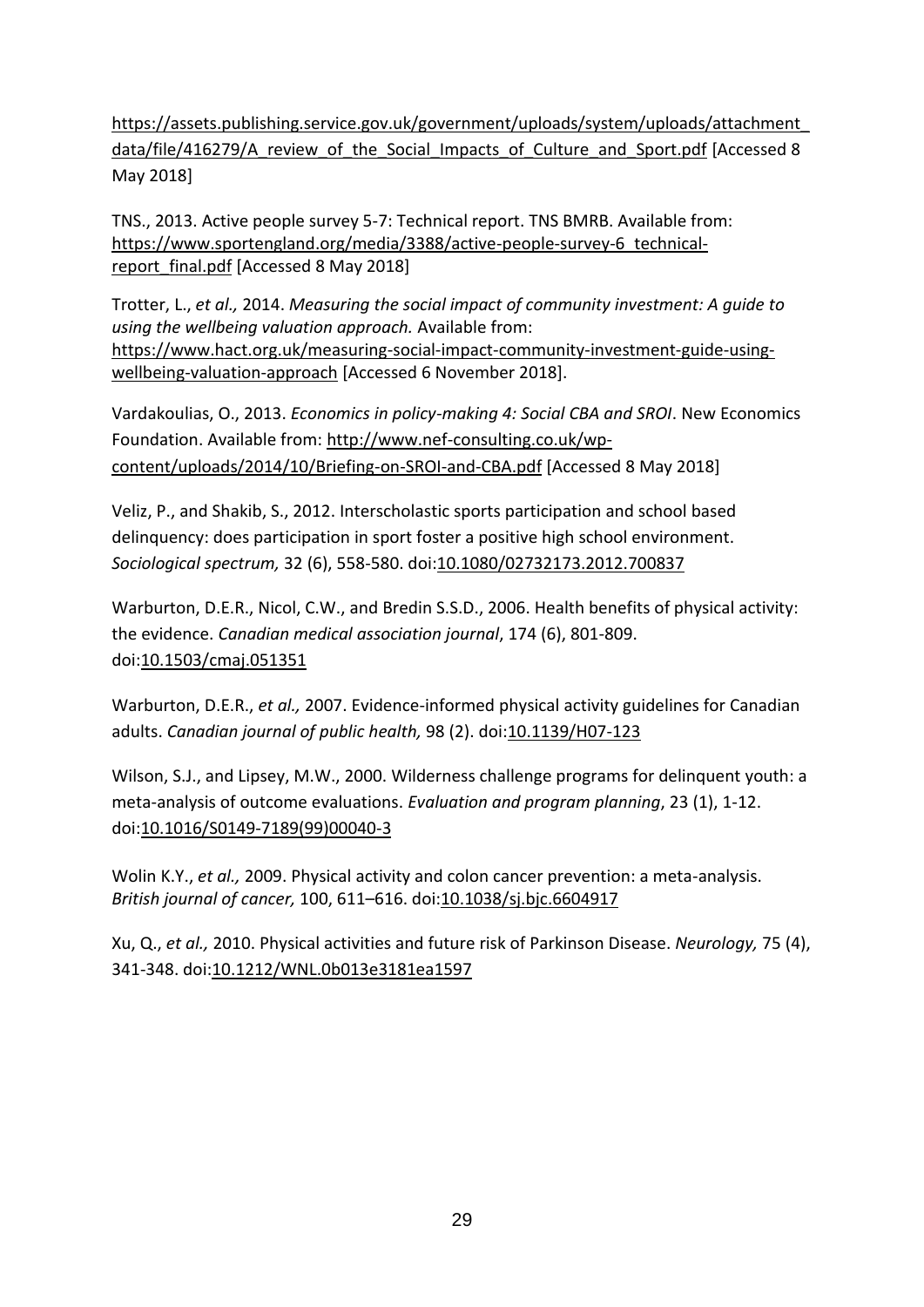https://assets.publishing.service.gov.uk/government/uploads/system/uploads/attachment_data/file/416279/A_review_of_the_Social_Impacts_of_Culture_and_Sport.pdf [Accessed 8 May 2018]

TNS., 2013. Active people survey 5-7: Technical report. TNS BMRB. Available from: https://www.sportengland.org/media/3388/active-people-survey-6_technical-report_final.pdf [Accessed 8 May 2018]

Trotter, L., *et al.,* 2014. *Measuring the social impact of community investment: A guide to using the wellbeing valuation approach.* Available from: https://www.hact.org.uk/measuring-social-impact-community-investment-guide-using-wellbeing-valuation-approach [Accessed 6 November 2018].

Vardakoulias, O., 2013. *Economics in policy-making 4: Social CBA and SROI*. New Economics Foundation. Available from: http://www.nef-consulting.co.uk/wp-content/uploads/2014/10/Briefing-on-SROI-and-CBA.pdf [Accessed 8 May 2018]

Veliz, P., and Shakib, S., 2012. Interscholastic sports participation and school based delinquency: does participation in sport foster a positive high school environment. *Sociological spectrum,* 32 (6), 558-580. doi:10.1080/02732173.2012.700837

Warburton, D.E.R., Nicol, C.W., and Bredin S.S.D., 2006. Health benefits of physical activity: the evidence. *Canadian medical association journal*, 174 (6), 801-809. doi:10.1503/cmaj.051351

Warburton, D.E.R., *et al.,* 2007. Evidence-informed physical activity guidelines for Canadian adults. *Canadian journal of public health,* 98 (2). doi:10.1139/H07-123

Wilson, S.J., and Lipsey, M.W., 2000. Wilderness challenge programs for delinquent youth: a meta-analysis of outcome evaluations. *Evaluation and program planning*, 23 (1), 1-12. doi:10.1016/S0149-7189(99)00040-3

Wolin K.Y., *et al.,* 2009. Physical activity and colon cancer prevention: a meta-analysis. *British journal of cancer,* 100, 611–616. doi:10.1038/sj.bjc.6604917

Xu, Q., *et al.,* 2010. Physical activities and future risk of Parkinson Disease. *Neurology,* 75 (4), 341-348. doi:10.1212/WNL.0b013e3181ea1597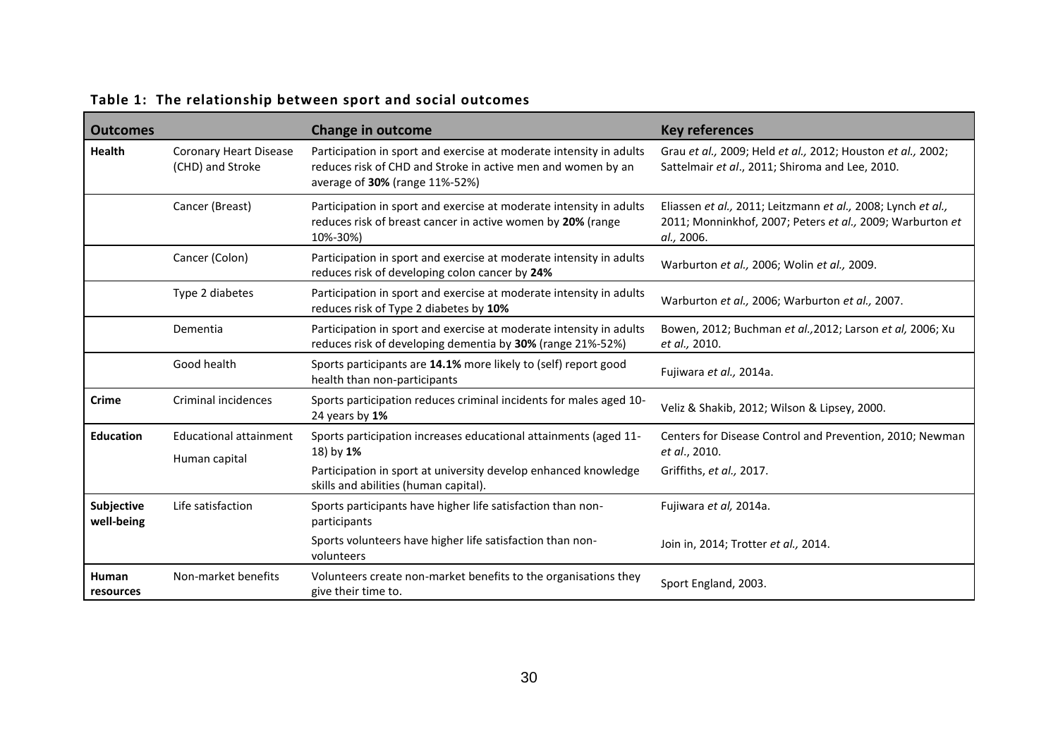**Table 1: The relationship between sport and social outcomes**

| Outcomes | | Change in outcome | Key references |
|---|---|---|---|
| **Health** | Coronary Heart Disease (CHD) and Stroke | Participation in sport and exercise at moderate intensity in adults reduces risk of CHD and Stroke in active men and women by an average of **30%** (range 11%-52%) | Grau *et al.,* 2009; Held *et al.,* 2012; Houston *et al.,* 2002; Sattelmair *et al*., 2011; Shiroma and Lee, 2010. |
| | Cancer (Breast) | Participation in sport and exercise at moderate intensity in adults reduces risk of breast cancer in active women by **20%** (range 10%-30%) | Eliassen *et al.,* 2011; Leitzmann *et al.,* 2008; Lynch *et al.,* 2011; Monninkhof, 2007; Peters *et al.,* 2009; Warburton *et al.,* 2006. |
| | Cancer (Colon) | Participation in sport and exercise at moderate intensity in adults reduces risk of developing colon cancer by **24%** | Warburton *et al.,* 2006; Wolin *et al.,* 2009. |
| | Type 2 diabetes | Participation in sport and exercise at moderate intensity in adults reduces risk of Type 2 diabetes by **10%** | Warburton *et al.,* 2006; Warburton *et al.,* 2007. |
| | Dementia | Participation in sport and exercise at moderate intensity in adults reduces risk of developing dementia by **30%** (range 21%-52%) | Bowen, 2012; Buchman *et al.,*2012; Larson *et al,* 2006; Xu *et al.,* 2010. |
| | Good health | Sports participants are **14.1%** more likely to (self) report good health than non-participants | Fujiwara *et al.,* 2014a. |
| **Crime** | Criminal incidences | Sports participation reduces criminal incidents for males aged 10-24 years by **1%** | Veliz & Shakib, 2012; Wilson & Lipsey, 2000. |
| **Education** | Educational attainment | Sports participation increases educational attainments (aged 11-18) by **1%** | Centers for Disease Control and Prevention, 2010; Newman *et al*., 2010. |
| | Human capital | Participation in sport at university develop enhanced knowledge skills and abilities (human capital). | Griffiths, *et al.,* 2017. |
| **Subjective well-being** | Life satisfaction | Sports participants have higher life satisfaction than non-participants | Fujiwara *et al,* 2014a. |
| | | Sports volunteers have higher life satisfaction than non-volunteers | Join in, 2014; Trotter *et al.,* 2014. |
| **Human resources** | Non-market benefits | Volunteers create non-market benefits to the organisations they give their time to. | Sport England, 2003. |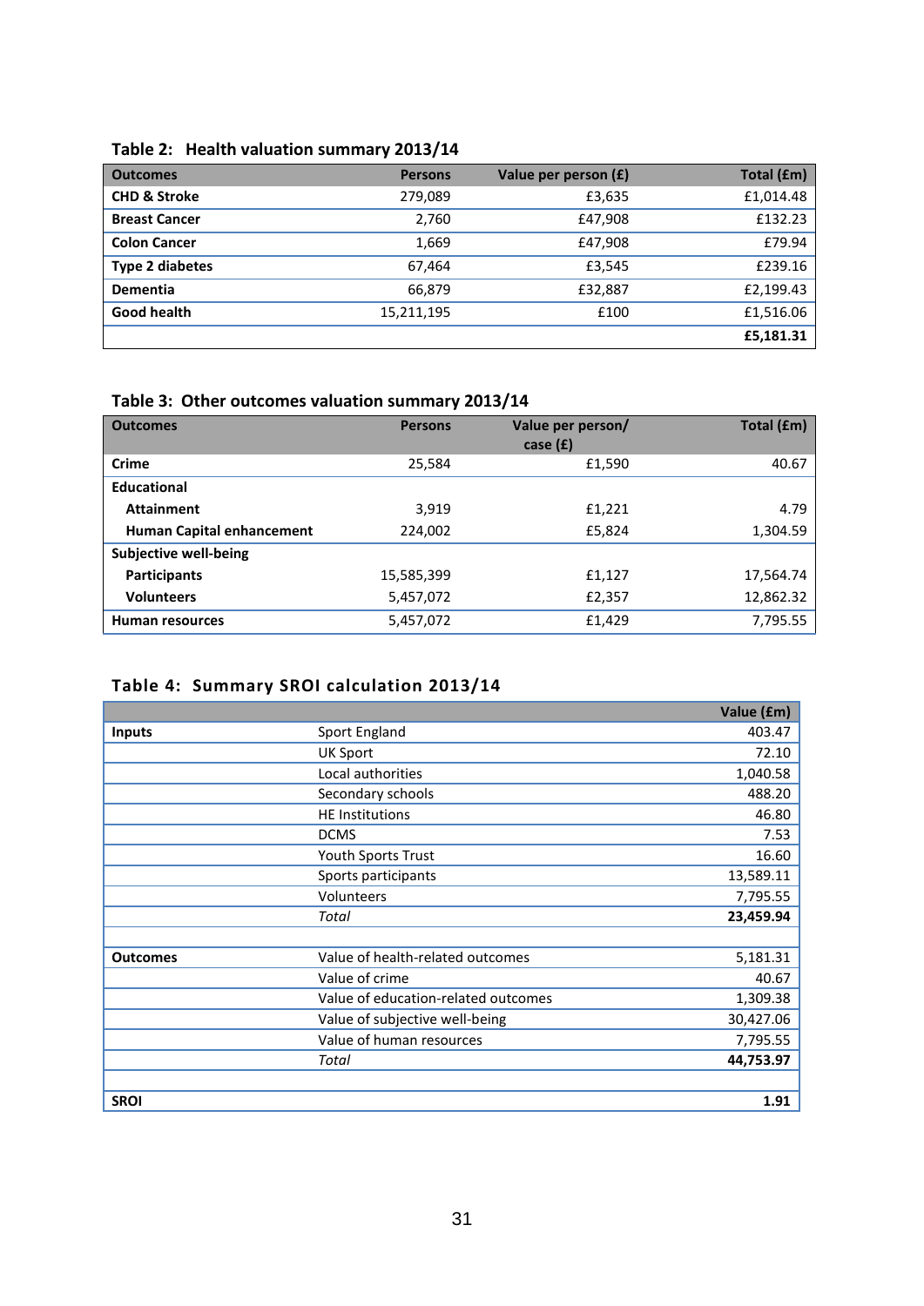**Table 2: Health valuation summary 2013/14**

| Outcomes | Persons | Value per person (£) | Total (£m) |
|---|---|---|---|
| **CHD & Stroke** | 279,089 | £3,635 | £1,014.48 |
| **Breast Cancer** | 2,760 | £47,908 | £132.23 |
| **Colon Cancer** | 1,669 | £47,908 | £79.94 |
| **Type 2 diabetes** | 67,464 | £3,545 | £239.16 |
| **Dementia** | 66,879 | £32,887 | £2,199.43 |
| **Good health** | 15,211,195 | £100 | £1,516.06 |
| | | | **£5,181.31** |

**Table 3: Other outcomes valuation summary 2013/14**

| Outcomes | Persons | Value per person/ case (£) | Total (£m) |
|---|---|---|---|
| **Crime** | 25,584 | £1,590 | 40.67 |
| **Educational** | | | |
| **Attainment** | 3,919 | £1,221 | 4.79 |
| **Human Capital enhancement** | 224,002 | £5,824 | 1,304.59 |
| **Subjective well-being** | | | |
| **Participants** | 15,585,399 | £1,127 | 17,564.74 |
| **Volunteers** | 5,457,072 | £2,357 | 12,862.32 |
| **Human resources** | 5,457,072 | £1,429 | 7,795.55 |

**Table 4: Summary SROI calculation 2013/14**

| | | Value (£m) |
|---|---|---|
| **Inputs** | Sport England | 403.47 |
| | UK Sport | 72.10 |
| | Local authorities | 1,040.58 |
| | Secondary schools | 488.20 |
| | HE Institutions | 46.80 |
| | DCMS | 7.53 |
| | Youth Sports Trust | 16.60 |
| | Sports participants | 13,589.11 |
| | Volunteers | 7,795.55 |
| | *Total* | **23,459.94** |
| | | |
| **Outcomes** | Value of health-related outcomes | 5,181.31 |
| | Value of crime | 40.67 |
| | Value of education-related outcomes | 1,309.38 |
| | Value of subjective well-being | 30,427.06 |
| | Value of human resources | 7,795.55 |
| | *Total* | **44,753.97** |
| | | |
| **SROI** | | **1.91** |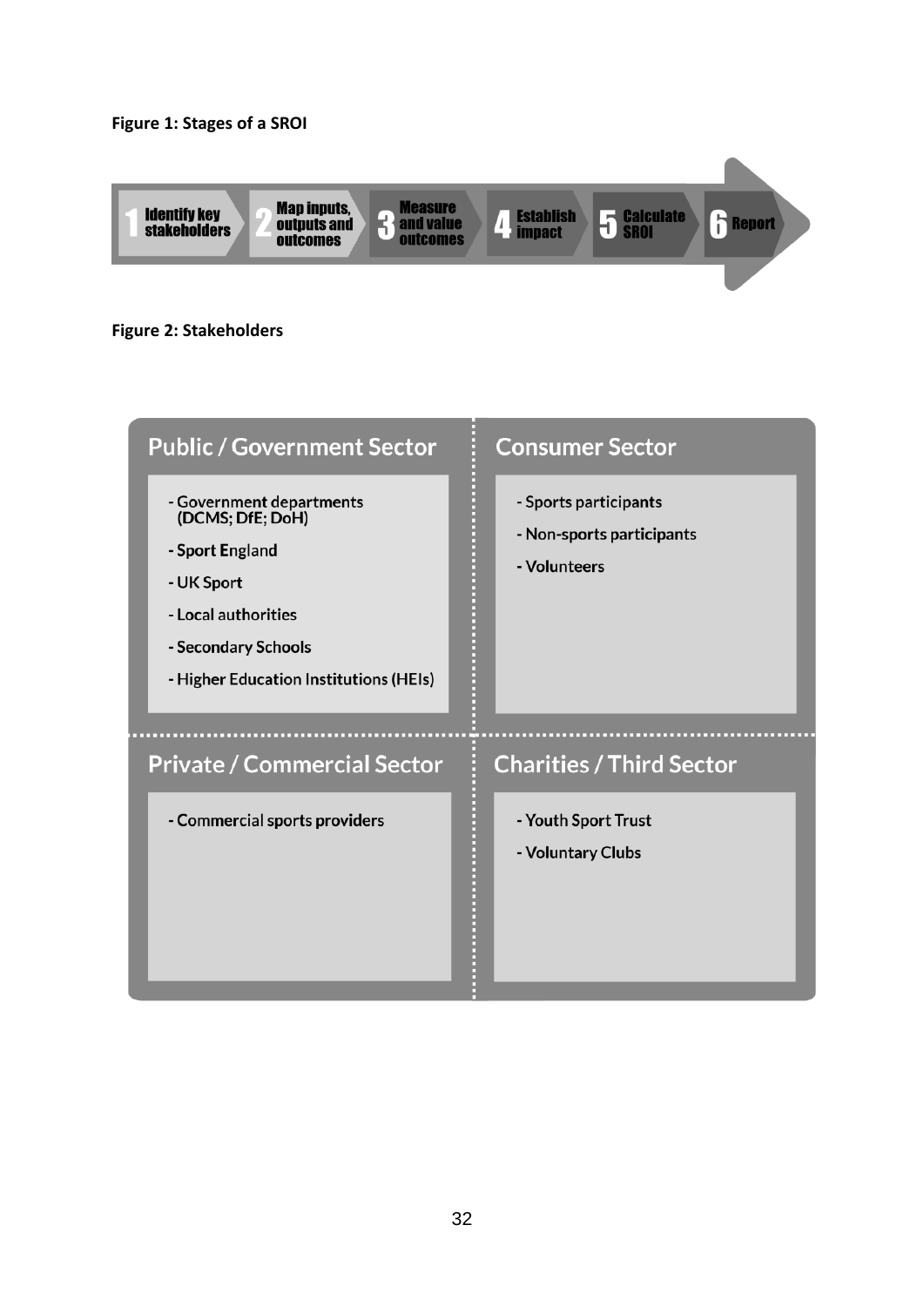**Figure 1: Stages of a SROI**

1. Identify key stakeholders
2. Map inputs, outputs and outcomes
3. Measure and value outcomes
4. Establish impact
5. Calculate SROI
6. Report

**Figure 2: Stakeholders**

**Public / Government Sector**

- Government departments (DCMS; DfE; DoH)
- Sport England
- UK Sport
- Local authorities
- Secondary Schools
- Higher Education Institutions (HEIs)

**Consumer Sector**

- Sports participants
- Non-sports participants
- Volunteers

**Private / Commercial Sector**

- Commercial sports providers

**Charities / Third Sector**

- Youth Sport Trust
- Voluntary Clubs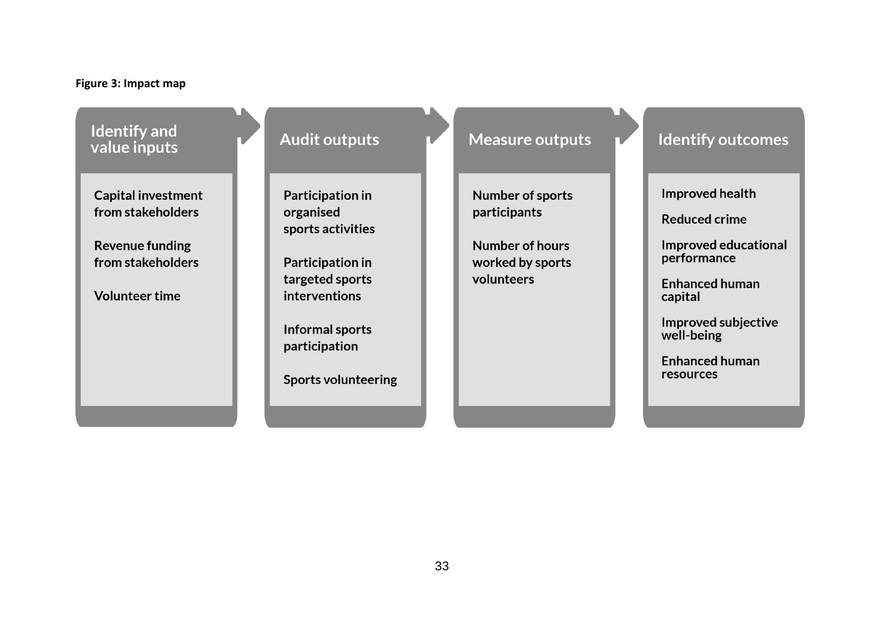**Figure 3: Impact map**

Identify and value inputs

Capital investment from stakeholders

Revenue funding from stakeholders

Volunteer time

Audit outputs

Participation in organised sports activities

Participation in targeted sports interventions

Informal sports participation

Sports volunteering

Measure outputs

Number of sports participants

Number of hours worked by sports volunteers

Identify outcomes

Improved health

Reduced crime

Improved educational performance

Enhanced human capital

Improved subjective well-being

Enhanced human resources